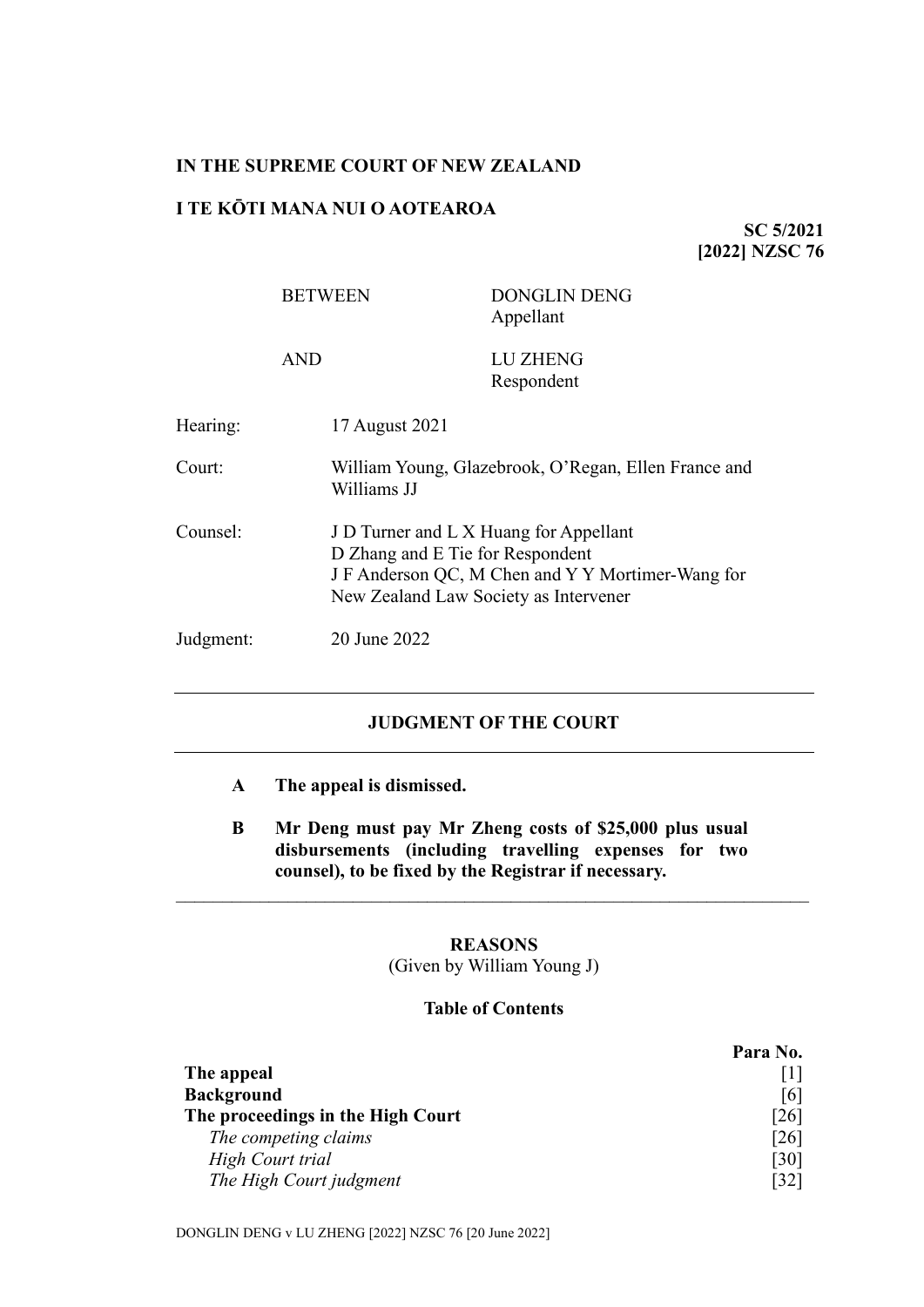**IN THE SUPREME COURT OF NEW ZEALAND**

**I TE KŌTI MANA NUI O AOTEAROA**

**SC 5/2021**
**[2022] NZSC 76**

| | |
|---|---|
| BETWEEN | DONGLIN DENG<br>Appellant |
| AND | LU ZHENG<br>Respondent |

| | |
|---|---|
| Hearing: | 17 August 2021 |
| Court: | William Young, Glazebrook, O'Regan, Ellen France and Williams JJ |
| Counsel: | J D Turner and L X Huang for Appellant<br>D Zhang and E Tie for Respondent<br>J F Anderson QC, M Chen and Y Y Mortimer-Wang for New Zealand Law Society as Intervener |
| Judgment: | 20 June 2022 |

---

## JUDGMENT OF THE COURT

---

**A The appeal is dismissed.**

**B Mr Deng must pay Mr Zheng costs of $25,000 plus usual disbursements (including travelling expenses for two counsel), to be fixed by the Registrar if necessary.**

---

## REASONS

(Given by William Young J)

### Table of Contents

| | Para No. |
|---|---|
| **The appeal** | [1] |
| **Background** | [6] |
| **The proceedings in the High Court** | [26] |
| *The competing claims* | [26] |
| *High Court trial* | [30] |
| *The High Court judgment* | [32] |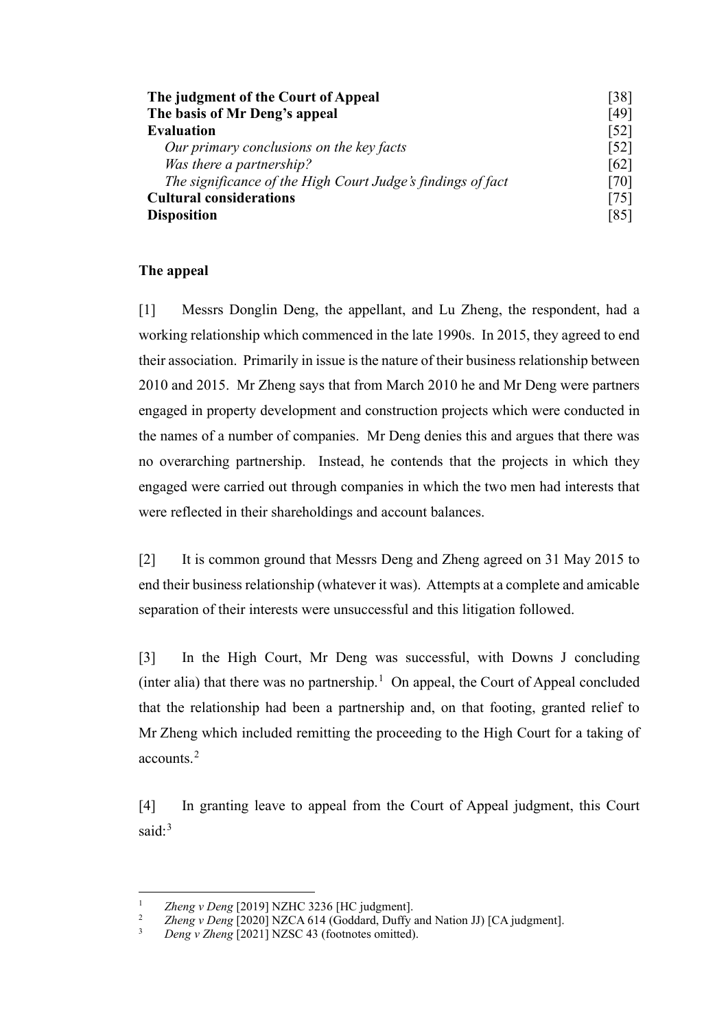| | |
|---|---|
| **The judgment of the Court of Appeal** | [38] |
| **The basis of Mr Deng's appeal** | [49] |
| **Evaluation** | [52] |
| *Our primary conclusions on the key facts* | [52] |
| *Was there a partnership?* | [62] |
| *The significance of the High Court Judge's findings of fact* | [70] |
| **Cultural considerations** | [75] |
| **Disposition** | [85] |

## The appeal

[1] Messrs Donglin Deng, the appellant, and Lu Zheng, the respondent, had a working relationship which commenced in the late 1990s. In 2015, they agreed to end their association. Primarily in issue is the nature of their business relationship between 2010 and 2015. Mr Zheng says that from March 2010 he and Mr Deng were partners engaged in property development and construction projects which were conducted in the names of a number of companies. Mr Deng denies this and argues that there was no overarching partnership. Instead, he contends that the projects in which they engaged were carried out through companies in which the two men had interests that were reflected in their shareholdings and account balances.

[2] It is common ground that Messrs Deng and Zheng agreed on 31 May 2015 to end their business relationship (whatever it was). Attempts at a complete and amicable separation of their interests were unsuccessful and this litigation followed.

[3] In the High Court, Mr Deng was successful, with Downs J concluding (inter alia) that there was no partnership.[1] On appeal, the Court of Appeal concluded that the relationship had been a partnership and, on that footing, granted relief to Mr Zheng which included remitting the proceeding to the High Court for a taking of accounts.[2]

[4] In granting leave to appeal from the Court of Appeal judgment, this Court said:[3]

---

[1] *Zheng v Deng* [2019] NZHC 3236 [HC judgment].

[2] *Zheng v Deng* [2020] NZCA 614 (Goddard, Duffy and Nation JJ) [CA judgment].

[3] *Deng v Zheng* [2021] NZSC 43 (footnotes omitted).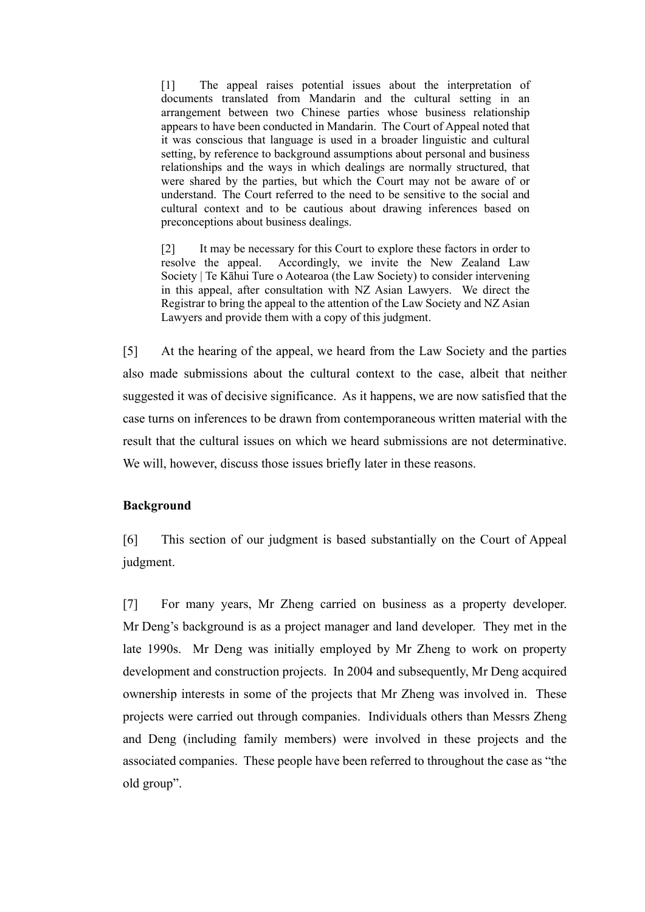> [1] The appeal raises potential issues about the interpretation of documents translated from Mandarin and the cultural setting in an arrangement between two Chinese parties whose business relationship appears to have been conducted in Mandarin. The Court of Appeal noted that it was conscious that language is used in a broader linguistic and cultural setting, by reference to background assumptions about personal and business relationships and the ways in which dealings are normally structured, that were shared by the parties, but which the Court may not be aware of or understand. The Court referred to the need to be sensitive to the social and cultural context and to be cautious about drawing inferences based on preconceptions about business dealings.
>
> [2] It may be necessary for this Court to explore these factors in order to resolve the appeal. Accordingly, we invite the New Zealand Law Society | Te Kāhui Ture o Aotearoa (the Law Society) to consider intervening in this appeal, after consultation with NZ Asian Lawyers. We direct the Registrar to bring the appeal to the attention of the Law Society and NZ Asian Lawyers and provide them with a copy of this judgment.

[5] At the hearing of the appeal, we heard from the Law Society and the parties also made submissions about the cultural context to the case, albeit that neither suggested it was of decisive significance. As it happens, we are now satisfied that the case turns on inferences to be drawn from contemporaneous written material with the result that the cultural issues on which we heard submissions are not determinative. We will, however, discuss those issues briefly later in these reasons.

**Background**

[6] This section of our judgment is based substantially on the Court of Appeal judgment.

[7] For many years, Mr Zheng carried on business as a property developer. Mr Deng's background is as a project manager and land developer. They met in the late 1990s. Mr Deng was initially employed by Mr Zheng to work on property development and construction projects. In 2004 and subsequently, Mr Deng acquired ownership interests in some of the projects that Mr Zheng was involved in. These projects were carried out through companies. Individuals others than Messrs Zheng and Deng (including family members) were involved in these projects and the associated companies. These people have been referred to throughout the case as "the old group".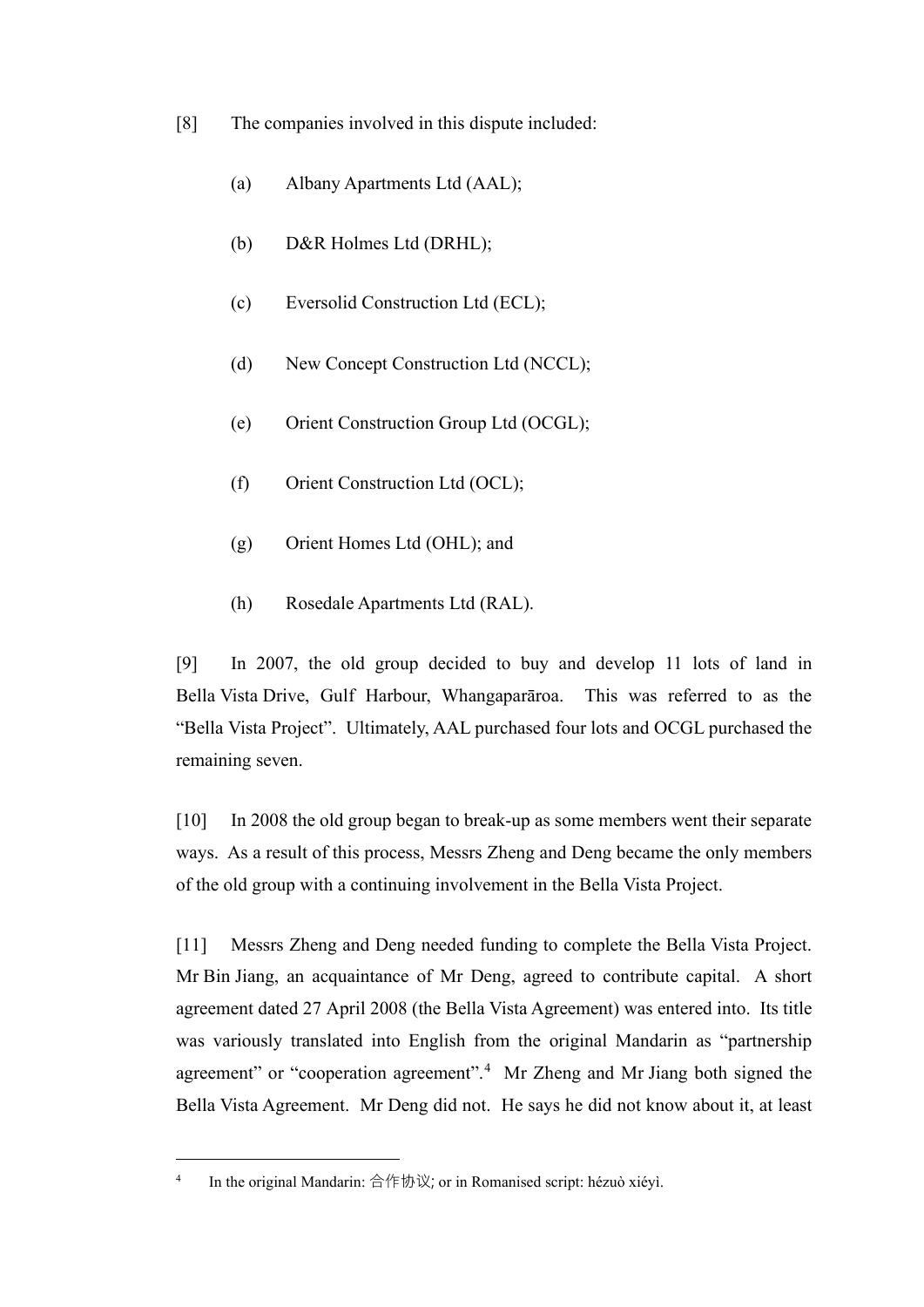[8] The companies involved in this dispute included:

(a) Albany Apartments Ltd (AAL);

(b) D&R Holmes Ltd (DRHL);

(c) Eversolid Construction Ltd (ECL);

(d) New Concept Construction Ltd (NCCL);

(e) Orient Construction Group Ltd (OCGL);

(f) Orient Construction Ltd (OCL);

(g) Orient Homes Ltd (OHL); and

(h) Rosedale Apartments Ltd (RAL).

[9] In 2007, the old group decided to buy and develop 11 lots of land in Bella Vista Drive, Gulf Harbour, Whangaparāroa. This was referred to as the "Bella Vista Project". Ultimately, AAL purchased four lots and OCGL purchased the remaining seven.

[10] In 2008 the old group began to break-up as some members went their separate ways. As a result of this process, Messrs Zheng and Deng became the only members of the old group with a continuing involvement in the Bella Vista Project.

[11] Messrs Zheng and Deng needed funding to complete the Bella Vista Project. Mr Bin Jiang, an acquaintance of Mr Deng, agreed to contribute capital. A short agreement dated 27 April 2008 (the Bella Vista Agreement) was entered into. Its title was variously translated into English from the original Mandarin as "partnership agreement" or "cooperation agreement".[4] Mr Zheng and Mr Jiang both signed the Bella Vista Agreement. Mr Deng did not. He says he did not know about it, at least

---

[4] In the original Mandarin: 合作协议; or in Romanised script: hézuò xiéyì.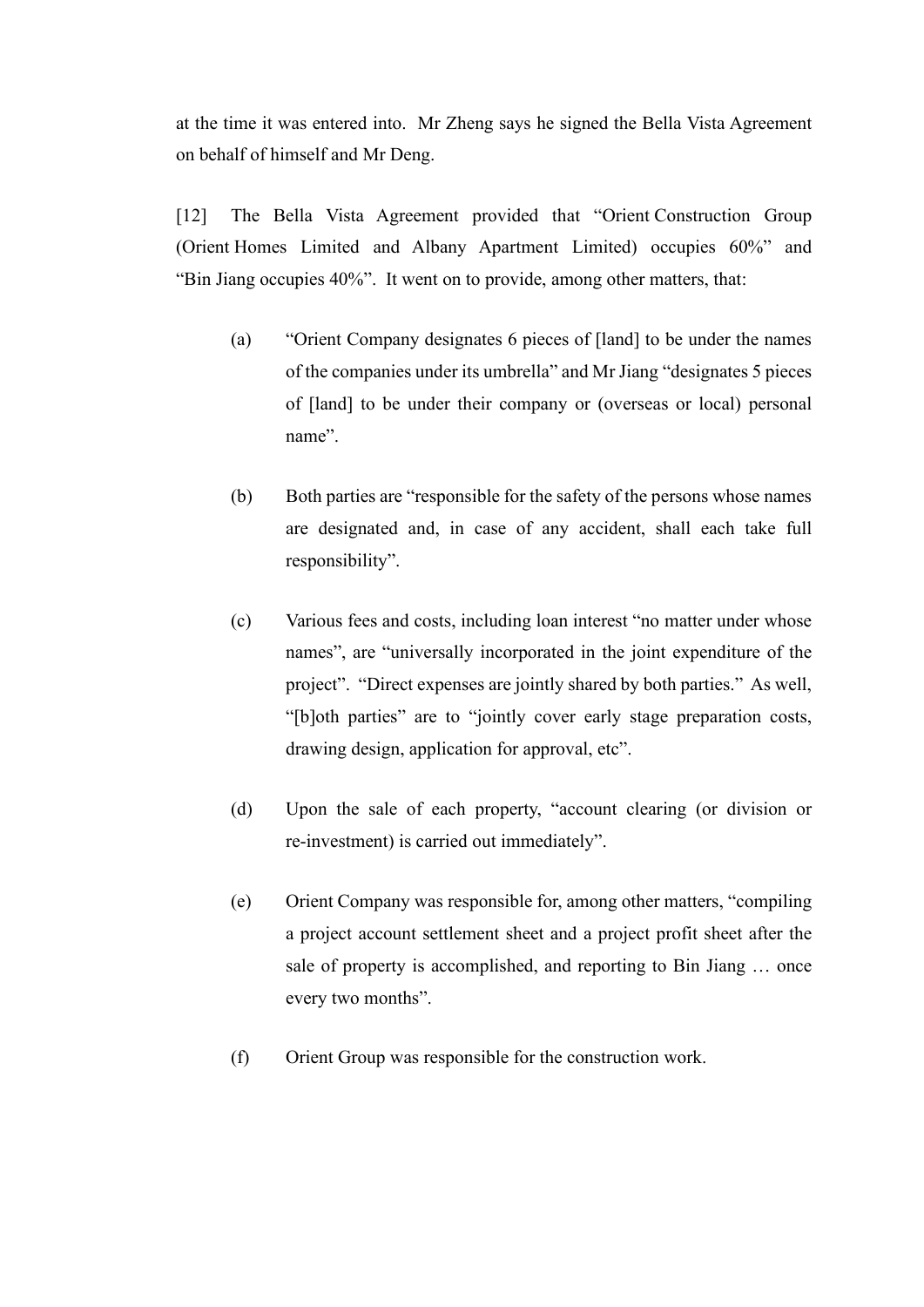at the time it was entered into. Mr Zheng says he signed the Bella Vista Agreement on behalf of himself and Mr Deng.

[12] The Bella Vista Agreement provided that "Orient Construction Group (Orient Homes Limited and Albany Apartment Limited) occupies 60%" and "Bin Jiang occupies 40%". It went on to provide, among other matters, that:

(a) "Orient Company designates 6 pieces of [land] to be under the names of the companies under its umbrella" and Mr Jiang "designates 5 pieces of [land] to be under their company or (overseas or local) personal name".

(b) Both parties are "responsible for the safety of the persons whose names are designated and, in case of any accident, shall each take full responsibility".

(c) Various fees and costs, including loan interest "no matter under whose names", are "universally incorporated in the joint expenditure of the project". "Direct expenses are jointly shared by both parties." As well, "[b]oth parties" are to "jointly cover early stage preparation costs, drawing design, application for approval, etc".

(d) Upon the sale of each property, "account clearing (or division or re-investment) is carried out immediately".

(e) Orient Company was responsible for, among other matters, "compiling a project account settlement sheet and a project profit sheet after the sale of property is accomplished, and reporting to Bin Jiang … once every two months".

(f) Orient Group was responsible for the construction work.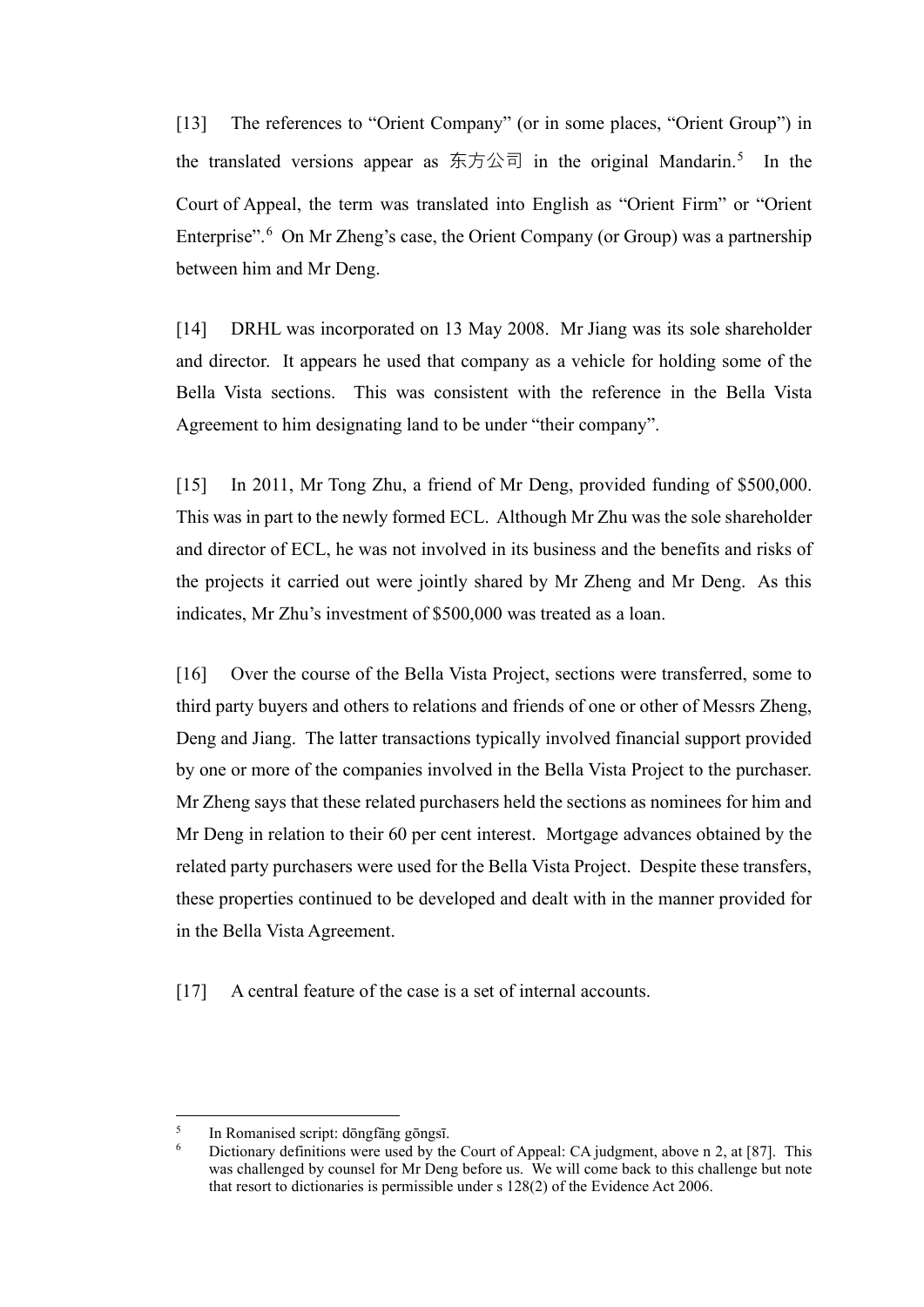[13] The references to "Orient Company" (or in some places, "Orient Group") in the translated versions appear as 东方公司 in the original Mandarin.[5] In the Court of Appeal, the term was translated into English as "Orient Firm" or "Orient Enterprise".[6] On Mr Zheng's case, the Orient Company (or Group) was a partnership between him and Mr Deng.

[14] DRHL was incorporated on 13 May 2008. Mr Jiang was its sole shareholder and director. It appears he used that company as a vehicle for holding some of the Bella Vista sections. This was consistent with the reference in the Bella Vista Agreement to him designating land to be under "their company".

[15] In 2011, Mr Tong Zhu, a friend of Mr Deng, provided funding of $500,000. This was in part to the newly formed ECL. Although Mr Zhu was the sole shareholder and director of ECL, he was not involved in its business and the benefits and risks of the projects it carried out were jointly shared by Mr Zheng and Mr Deng. As this indicates, Mr Zhu's investment of $500,000 was treated as a loan.

[16] Over the course of the Bella Vista Project, sections were transferred, some to third party buyers and others to relations and friends of one or other of Messrs Zheng, Deng and Jiang. The latter transactions typically involved financial support provided by one or more of the companies involved in the Bella Vista Project to the purchaser. Mr Zheng says that these related purchasers held the sections as nominees for him and Mr Deng in relation to their 60 per cent interest. Mortgage advances obtained by the related party purchasers were used for the Bella Vista Project. Despite these transfers, these properties continued to be developed and dealt with in the manner provided for in the Bella Vista Agreement.

[17] A central feature of the case is a set of internal accounts.

---

[5] In Romanised script: dōngfāng gōngsī.

[6] Dictionary definitions were used by the Court of Appeal: CA judgment, above n 2, at [87]. This was challenged by counsel for Mr Deng before us. We will come back to this challenge but note that resort to dictionaries is permissible under s 128(2) of the Evidence Act 2006.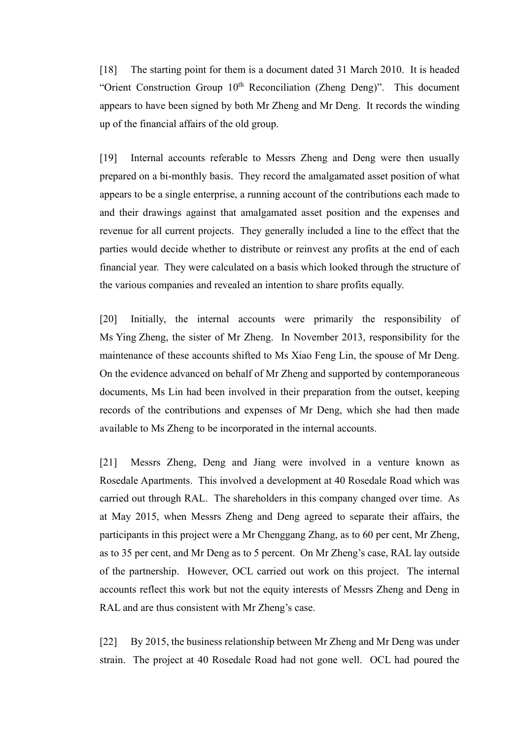[18] The starting point for them is a document dated 31 March 2010. It is headed "Orient Construction Group 10th Reconciliation (Zheng Deng)". This document appears to have been signed by both Mr Zheng and Mr Deng. It records the winding up of the financial affairs of the old group.

[19] Internal accounts referable to Messrs Zheng and Deng were then usually prepared on a bi-monthly basis. They record the amalgamated asset position of what appears to be a single enterprise, a running account of the contributions each made to and their drawings against that amalgamated asset position and the expenses and revenue for all current projects. They generally included a line to the effect that the parties would decide whether to distribute or reinvest any profits at the end of each financial year. They were calculated on a basis which looked through the structure of the various companies and revealed an intention to share profits equally.

[20] Initially, the internal accounts were primarily the responsibility of Ms Ying Zheng, the sister of Mr Zheng. In November 2013, responsibility for the maintenance of these accounts shifted to Ms Xiao Feng Lin, the spouse of Mr Deng. On the evidence advanced on behalf of Mr Zheng and supported by contemporaneous documents, Ms Lin had been involved in their preparation from the outset, keeping records of the contributions and expenses of Mr Deng, which she had then made available to Ms Zheng to be incorporated in the internal accounts.

[21] Messrs Zheng, Deng and Jiang were involved in a venture known as Rosedale Apartments. This involved a development at 40 Rosedale Road which was carried out through RAL. The shareholders in this company changed over time. As at May 2015, when Messrs Zheng and Deng agreed to separate their affairs, the participants in this project were a Mr Chenggang Zhang, as to 60 per cent, Mr Zheng, as to 35 per cent, and Mr Deng as to 5 percent. On Mr Zheng's case, RAL lay outside of the partnership. However, OCL carried out work on this project. The internal accounts reflect this work but not the equity interests of Messrs Zheng and Deng in RAL and are thus consistent with Mr Zheng's case.

[22] By 2015, the business relationship between Mr Zheng and Mr Deng was under strain. The project at 40 Rosedale Road had not gone well. OCL had poured the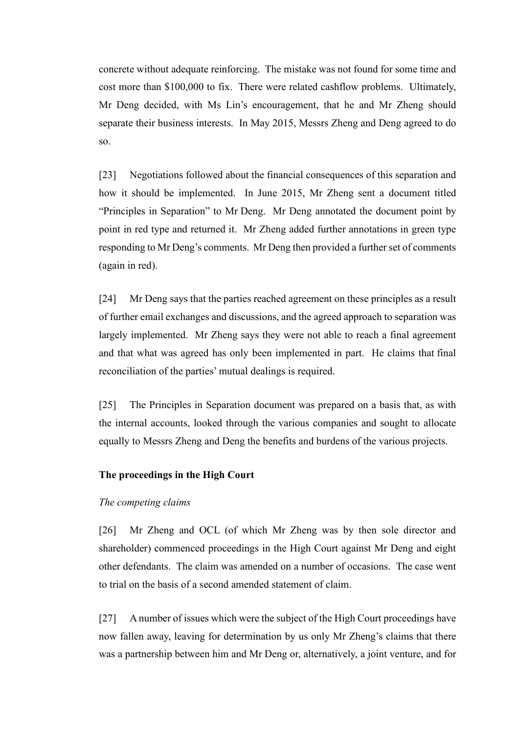concrete without adequate reinforcing. The mistake was not found for some time and cost more than $100,000 to fix. There were related cashflow problems. Ultimately, Mr Deng decided, with Ms Lin's encouragement, that he and Mr Zheng should separate their business interests. In May 2015, Messrs Zheng and Deng agreed to do so.

[23] Negotiations followed about the financial consequences of this separation and how it should be implemented. In June 2015, Mr Zheng sent a document titled "Principles in Separation" to Mr Deng. Mr Deng annotated the document point by point in red type and returned it. Mr Zheng added further annotations in green type responding to Mr Deng's comments. Mr Deng then provided a further set of comments (again in red).

[24] Mr Deng says that the parties reached agreement on these principles as a result of further email exchanges and discussions, and the agreed approach to separation was largely implemented. Mr Zheng says they were not able to reach a final agreement and that what was agreed has only been implemented in part. He claims that final reconciliation of the parties' mutual dealings is required.

[25] The Principles in Separation document was prepared on a basis that, as with the internal accounts, looked through the various companies and sought to allocate equally to Messrs Zheng and Deng the benefits and burdens of the various projects.

## The proceedings in the High Court

### *The competing claims*

[26] Mr Zheng and OCL (of which Mr Zheng was by then sole director and shareholder) commenced proceedings in the High Court against Mr Deng and eight other defendants. The claim was amended on a number of occasions. The case went to trial on the basis of a second amended statement of claim.

[27] A number of issues which were the subject of the High Court proceedings have now fallen away, leaving for determination by us only Mr Zheng's claims that there was a partnership between him and Mr Deng or, alternatively, a joint venture, and for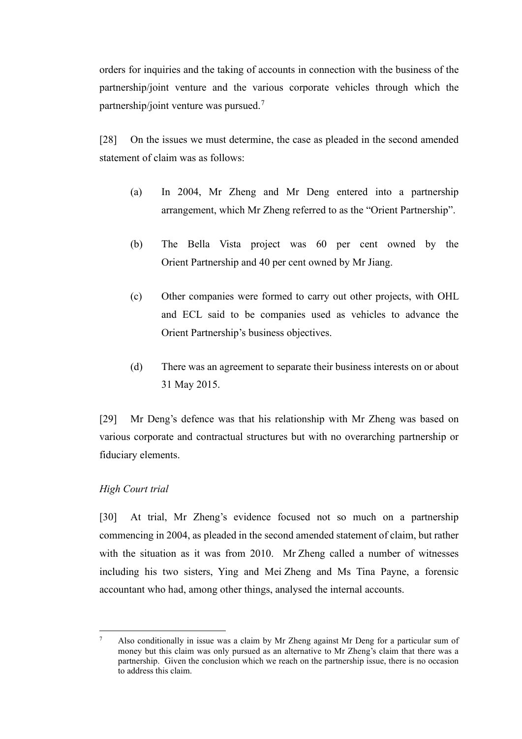orders for inquiries and the taking of accounts in connection with the business of the partnership/joint venture and the various corporate vehicles through which the partnership/joint venture was pursued.[7]

[28] On the issues we must determine, the case as pleaded in the second amended statement of claim was as follows:

(a) In 2004, Mr Zheng and Mr Deng entered into a partnership arrangement, which Mr Zheng referred to as the "Orient Partnership".

(b) The Bella Vista project was 60 per cent owned by the Orient Partnership and 40 per cent owned by Mr Jiang.

(c) Other companies were formed to carry out other projects, with OHL and ECL said to be companies used as vehicles to advance the Orient Partnership's business objectives.

(d) There was an agreement to separate their business interests on or about 31 May 2015.

[29] Mr Deng's defence was that his relationship with Mr Zheng was based on various corporate and contractual structures but with no overarching partnership or fiduciary elements.

*High Court trial*

[30] At trial, Mr Zheng's evidence focused not so much on a partnership commencing in 2004, as pleaded in the second amended statement of claim, but rather with the situation as it was from 2010. Mr Zheng called a number of witnesses including his two sisters, Ying and Mei Zheng and Ms Tina Payne, a forensic accountant who had, among other things, analysed the internal accounts.

---

[7] Also conditionally in issue was a claim by Mr Zheng against Mr Deng for a particular sum of money but this claim was only pursued as an alternative to Mr Zheng's claim that there was a partnership. Given the conclusion which we reach on the partnership issue, there is no occasion to address this claim.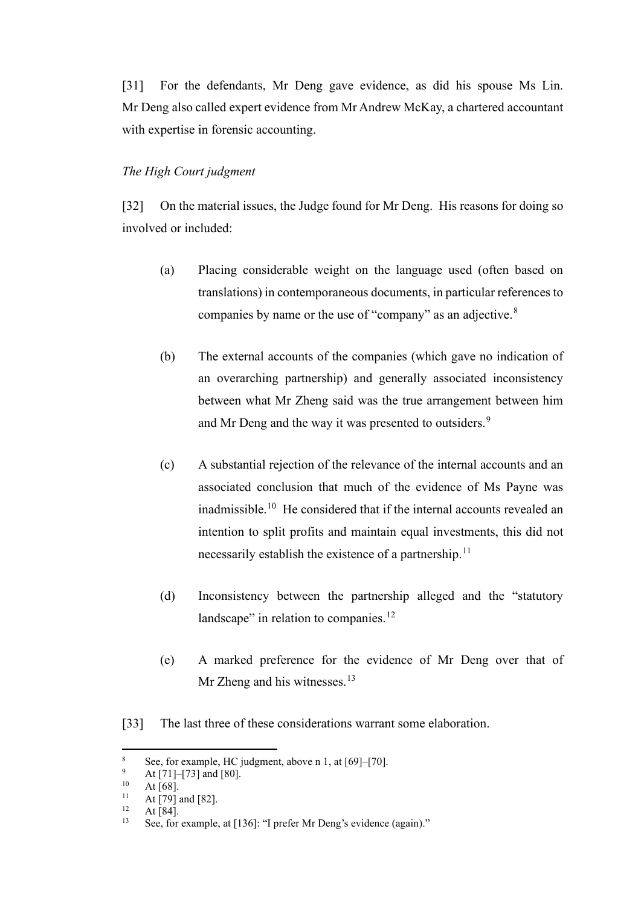[31] For the defendants, Mr Deng gave evidence, as did his spouse Ms Lin. Mr Deng also called expert evidence from Mr Andrew McKay, a chartered accountant with expertise in forensic accounting.

*The High Court judgment*

[32] On the material issues, the Judge found for Mr Deng. His reasons for doing so involved or included:

(a) Placing considerable weight on the language used (often based on translations) in contemporaneous documents, in particular references to companies by name or the use of "company" as an adjective.[8]

(b) The external accounts of the companies (which gave no indication of an overarching partnership) and generally associated inconsistency between what Mr Zheng said was the true arrangement between him and Mr Deng and the way it was presented to outsiders.[9]

(c) A substantial rejection of the relevance of the internal accounts and an associated conclusion that much of the evidence of Ms Payne was inadmissible.[10] He considered that if the internal accounts revealed an intention to split profits and maintain equal investments, this did not necessarily establish the existence of a partnership.[11]

(d) Inconsistency between the partnership alleged and the "statutory landscape" in relation to companies.[12]

(e) A marked preference for the evidence of Mr Deng over that of Mr Zheng and his witnesses.[13]

[33] The last three of these considerations warrant some elaboration.

---

[8] See, for example, HC judgment, above n 1, at [69]–[70].
[9] At [71]–[73] and [80].
[10] At [68].
[11] At [79] and [82].
[12] At [84].
[13] See, for example, at [136]: "I prefer Mr Deng's evidence (again)."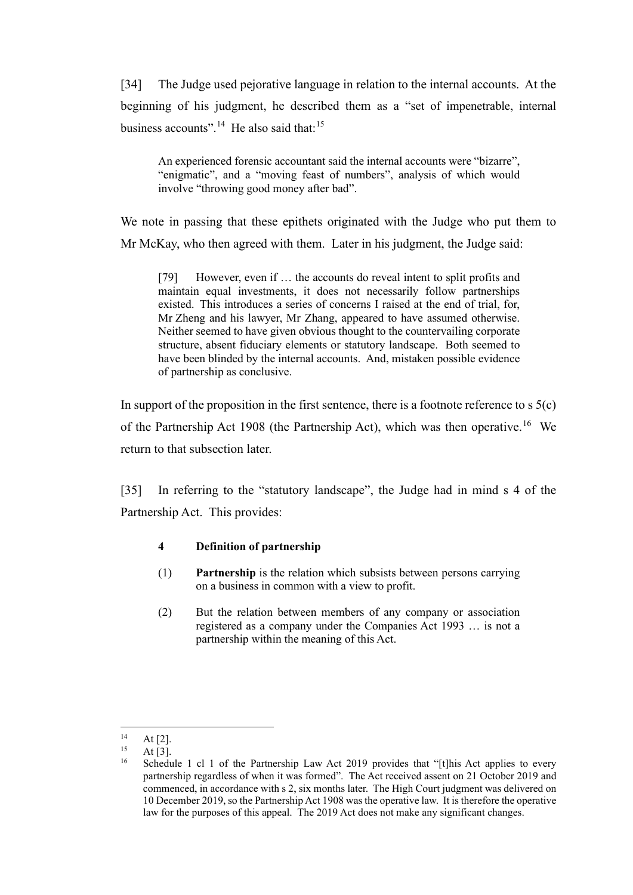[34] The Judge used pejorative language in relation to the internal accounts. At the beginning of his judgment, he described them as a "set of impenetrable, internal business accounts".[14] He also said that:[15]

> An experienced forensic accountant said the internal accounts were "bizarre", "enigmatic", and a "moving feast of numbers", analysis of which would involve "throwing good money after bad".

We note in passing that these epithets originated with the Judge who put them to Mr McKay, who then agreed with them. Later in his judgment, the Judge said:

> [79] However, even if … the accounts do reveal intent to split profits and maintain equal investments, it does not necessarily follow partnerships existed. This introduces a series of concerns I raised at the end of trial, for, Mr Zheng and his lawyer, Mr Zhang, appeared to have assumed otherwise. Neither seemed to have given obvious thought to the countervailing corporate structure, absent fiduciary elements or statutory landscape. Both seemed to have been blinded by the internal accounts. And, mistaken possible evidence of partnership as conclusive.

In support of the proposition in the first sentence, there is a footnote reference to s 5(c) of the Partnership Act 1908 (the Partnership Act), which was then operative.[16] We return to that subsection later.

[35] In referring to the "statutory landscape", the Judge had in mind s 4 of the Partnership Act. This provides:

> **4 Definition of partnership**
>
> (1) **Partnership** is the relation which subsists between persons carrying on a business in common with a view to profit.
>
> (2) But the relation between members of any company or association registered as a company under the Companies Act 1993 … is not a partnership within the meaning of this Act.

---

[14] At [2].

[15] At [3].

[16] Schedule 1 cl 1 of the Partnership Law Act 2019 provides that "[t]his Act applies to every partnership regardless of when it was formed". The Act received assent on 21 October 2019 and commenced, in accordance with s 2, six months later. The High Court judgment was delivered on 10 December 2019, so the Partnership Act 1908 was the operative law. It is therefore the operative law for the purposes of this appeal. The 2019 Act does not make any significant changes.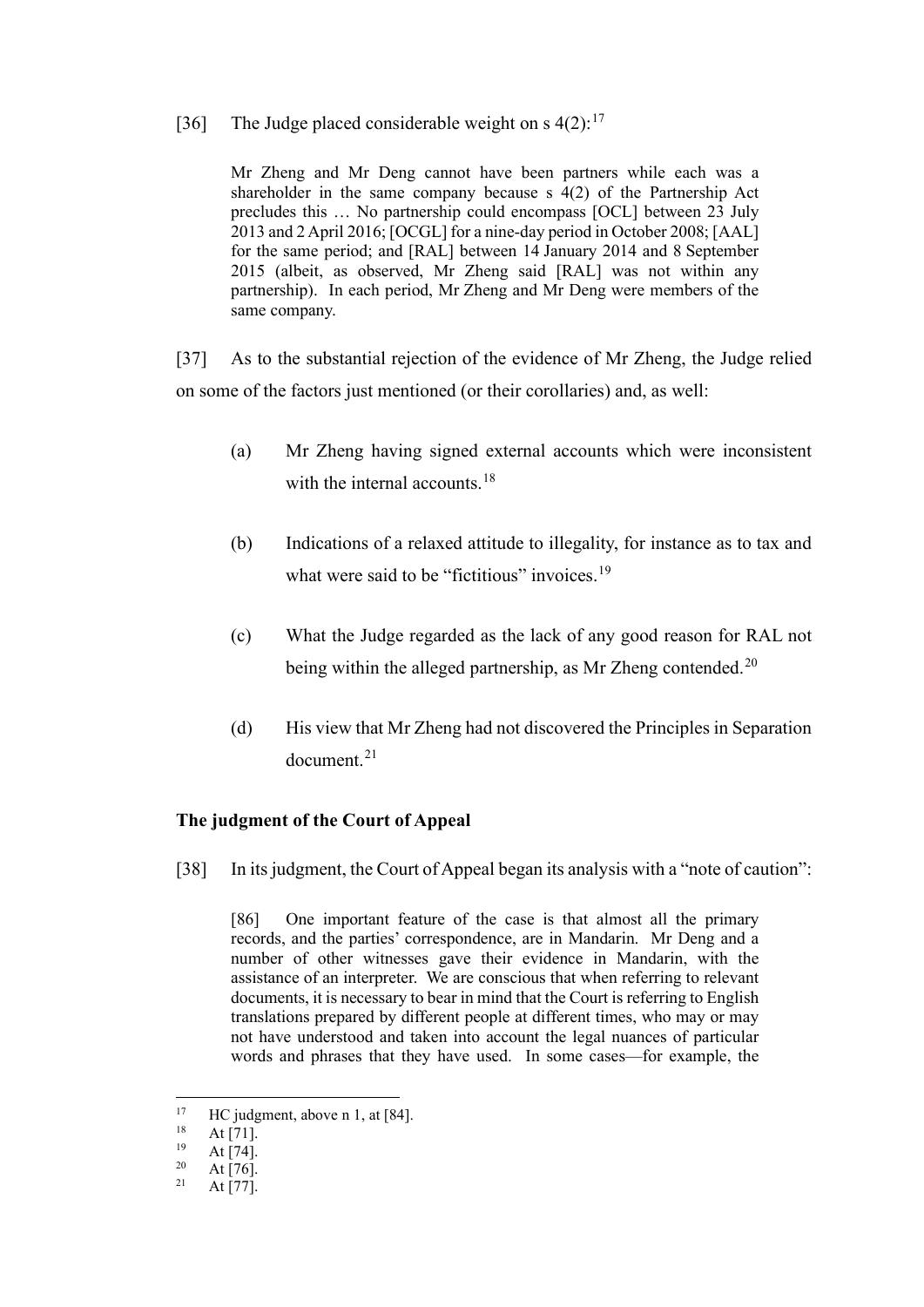[36] The Judge placed considerable weight on s 4(2):[17]

> Mr Zheng and Mr Deng cannot have been partners while each was a shareholder in the same company because s 4(2) of the Partnership Act precludes this … No partnership could encompass [OCL] between 23 July 2013 and 2 April 2016; [OCGL] for a nine-day period in October 2008; [AAL] for the same period; and [RAL] between 14 January 2014 and 8 September 2015 (albeit, as observed, Mr Zheng said [RAL] was not within any partnership). In each period, Mr Zheng and Mr Deng were members of the same company.

[37] As to the substantial rejection of the evidence of Mr Zheng, the Judge relied on some of the factors just mentioned (or their corollaries) and, as well:

(a) Mr Zheng having signed external accounts which were inconsistent with the internal accounts.[18]

(b) Indications of a relaxed attitude to illegality, for instance as to tax and what were said to be "fictitious" invoices.[19]

(c) What the Judge regarded as the lack of any good reason for RAL not being within the alleged partnership, as Mr Zheng contended.[20]

(d) His view that Mr Zheng had not discovered the Principles in Separation document.[21]

### The judgment of the Court of Appeal

[38] In its judgment, the Court of Appeal began its analysis with a "note of caution":

> [86] One important feature of the case is that almost all the primary records, and the parties' correspondence, are in Mandarin. Mr Deng and a number of other witnesses gave their evidence in Mandarin, with the assistance of an interpreter. We are conscious that when referring to relevant documents, it is necessary to bear in mind that the Court is referring to English translations prepared by different people at different times, who may or may not have understood and taken into account the legal nuances of particular words and phrases that they have used. In some cases—for example, the

---

[17] HC judgment, above n 1, at [84].
[18] At [71].
[19] At [74].
[20] At [76].
[21] At [77].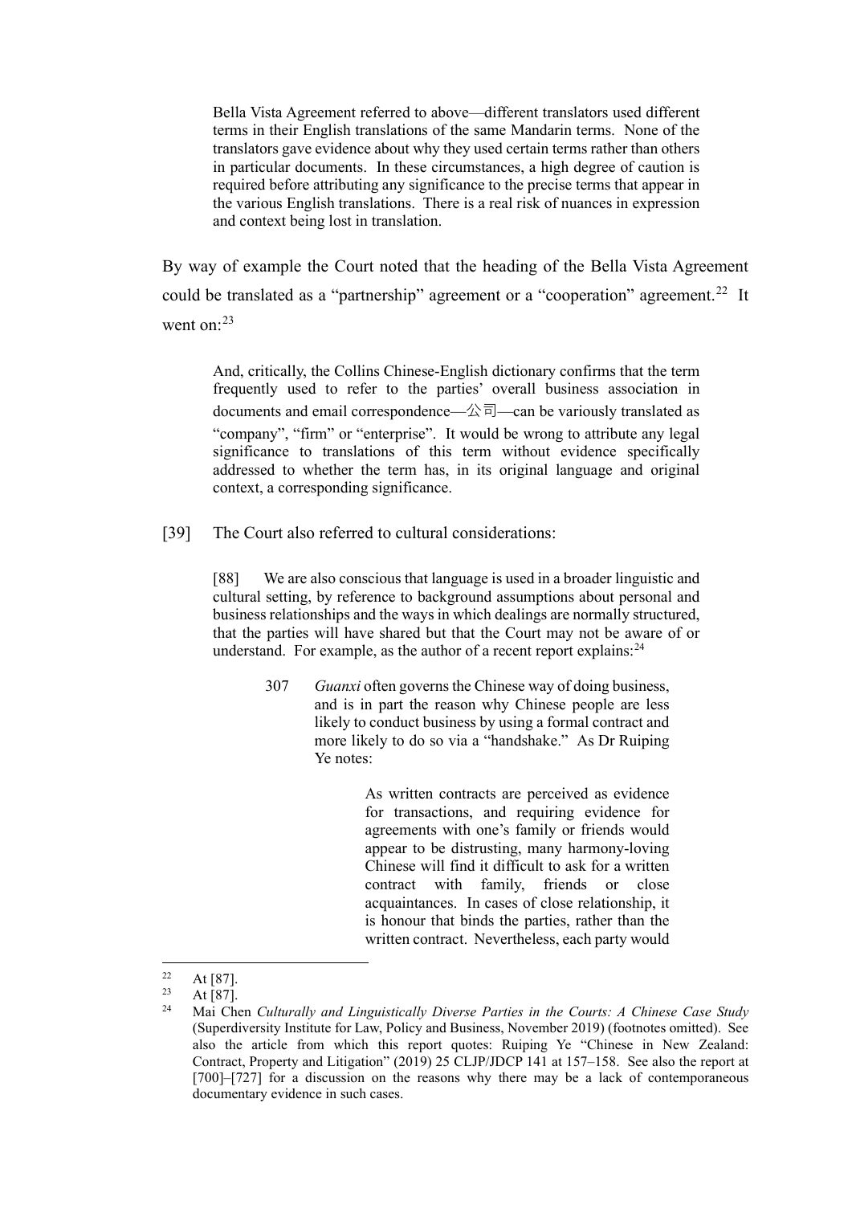> Bella Vista Agreement referred to above—different translators used different terms in their English translations of the same Mandarin terms. None of the translators gave evidence about why they used certain terms rather than others in particular documents. In these circumstances, a high degree of caution is required before attributing any significance to the precise terms that appear in the various English translations. There is a real risk of nuances in expression and context being lost in translation.

By way of example the Court noted that the heading of the Bella Vista Agreement could be translated as a "partnership" agreement or a "cooperation" agreement.[22] It went on:[23]

> And, critically, the Collins Chinese-English dictionary confirms that the term frequently used to refer to the parties' overall business association in documents and email correspondence—公司—can be variously translated as "company", "firm" or "enterprise". It would be wrong to attribute any legal significance to translations of this term without evidence specifically addressed to whether the term has, in its original language and original context, a corresponding significance.

[39] The Court also referred to cultural considerations:

> [88] We are also conscious that language is used in a broader linguistic and cultural setting, by reference to background assumptions about personal and business relationships and the ways in which dealings are normally structured, that the parties will have shared but that the Court may not be aware of or understand. For example, as the author of a recent report explains:[24]
>
> > 307 *Guanxi* often governs the Chinese way of doing business, and is in part the reason why Chinese people are less likely to conduct business by using a formal contract and more likely to do so via a "handshake." As Dr Ruiping Ye notes:
> >
> > > As written contracts are perceived as evidence for transactions, and requiring evidence for agreements with one's family or friends would appear to be distrusting, many harmony-loving Chinese will find it difficult to ask for a written contract with family, friends or close acquaintances. In cases of close relationship, it is honour that binds the parties, rather than the written contract. Nevertheless, each party would

---

[22] At [87].

[23] At [87].

[24] Mai Chen *Culturally and Linguistically Diverse Parties in the Courts: A Chinese Case Study* (Superdiversity Institute for Law, Policy and Business, November 2019) (footnotes omitted). See also the article from which this report quotes: Ruiping Ye "Chinese in New Zealand: Contract, Property and Litigation" (2019) 25 CLJP/JDCP 141 at 157–158. See also the report at [700]–[727] for a discussion on the reasons why there may be a lack of contemporaneous documentary evidence in such cases.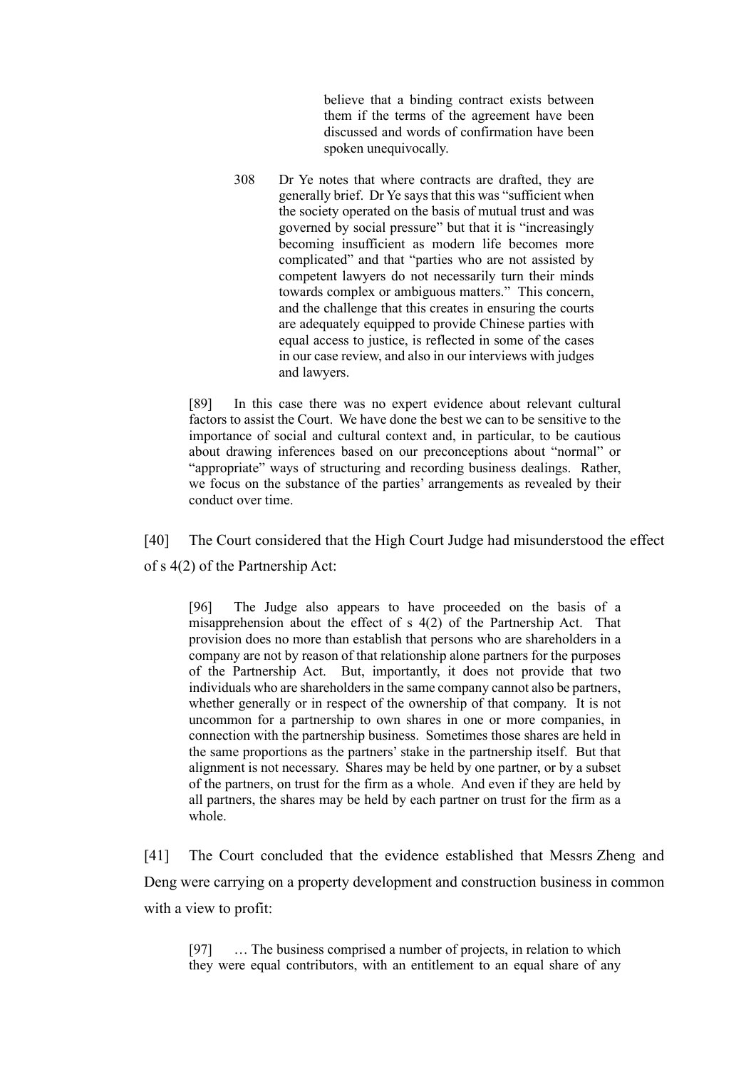> > believe that a binding contract exists between them if the terms of the agreement have been discussed and words of confirmation have been spoken unequivocally.
> >
> > 308 Dr Ye notes that where contracts are drafted, they are generally brief. Dr Ye says that this was "sufficient when the society operated on the basis of mutual trust and was governed by social pressure" but that it is "increasingly becoming insufficient as modern life becomes more complicated" and that "parties who are not assisted by competent lawyers do not necessarily turn their minds towards complex or ambiguous matters." This concern, and the challenge that this creates in ensuring the courts are adequately equipped to provide Chinese parties with equal access to justice, is reflected in some of the cases in our case review, and also in our interviews with judges and lawyers.
>
> [89] In this case there was no expert evidence about relevant cultural factors to assist the Court. We have done the best we can to be sensitive to the importance of social and cultural context and, in particular, to be cautious about drawing inferences based on our preconceptions about "normal" or "appropriate" ways of structuring and recording business dealings. Rather, we focus on the substance of the parties' arrangements as revealed by their conduct over time.

[40] The Court considered that the High Court Judge had misunderstood the effect of s 4(2) of the Partnership Act:

> [96] The Judge also appears to have proceeded on the basis of a misapprehension about the effect of s 4(2) of the Partnership Act. That provision does no more than establish that persons who are shareholders in a company are not by reason of that relationship alone partners for the purposes of the Partnership Act. But, importantly, it does not provide that two individuals who are shareholders in the same company cannot also be partners, whether generally or in respect of the ownership of that company. It is not uncommon for a partnership to own shares in one or more companies, in connection with the partnership business. Sometimes those shares are held in the same proportions as the partners' stake in the partnership itself. But that alignment is not necessary. Shares may be held by one partner, or by a subset of the partners, on trust for the firm as a whole. And even if they are held by all partners, the shares may be held by each partner on trust for the firm as a whole.

[41] The Court concluded that the evidence established that Messrs Zheng and Deng were carrying on a property development and construction business in common with a view to profit:

> [97] … The business comprised a number of projects, in relation to which they were equal contributors, with an entitlement to an equal share of any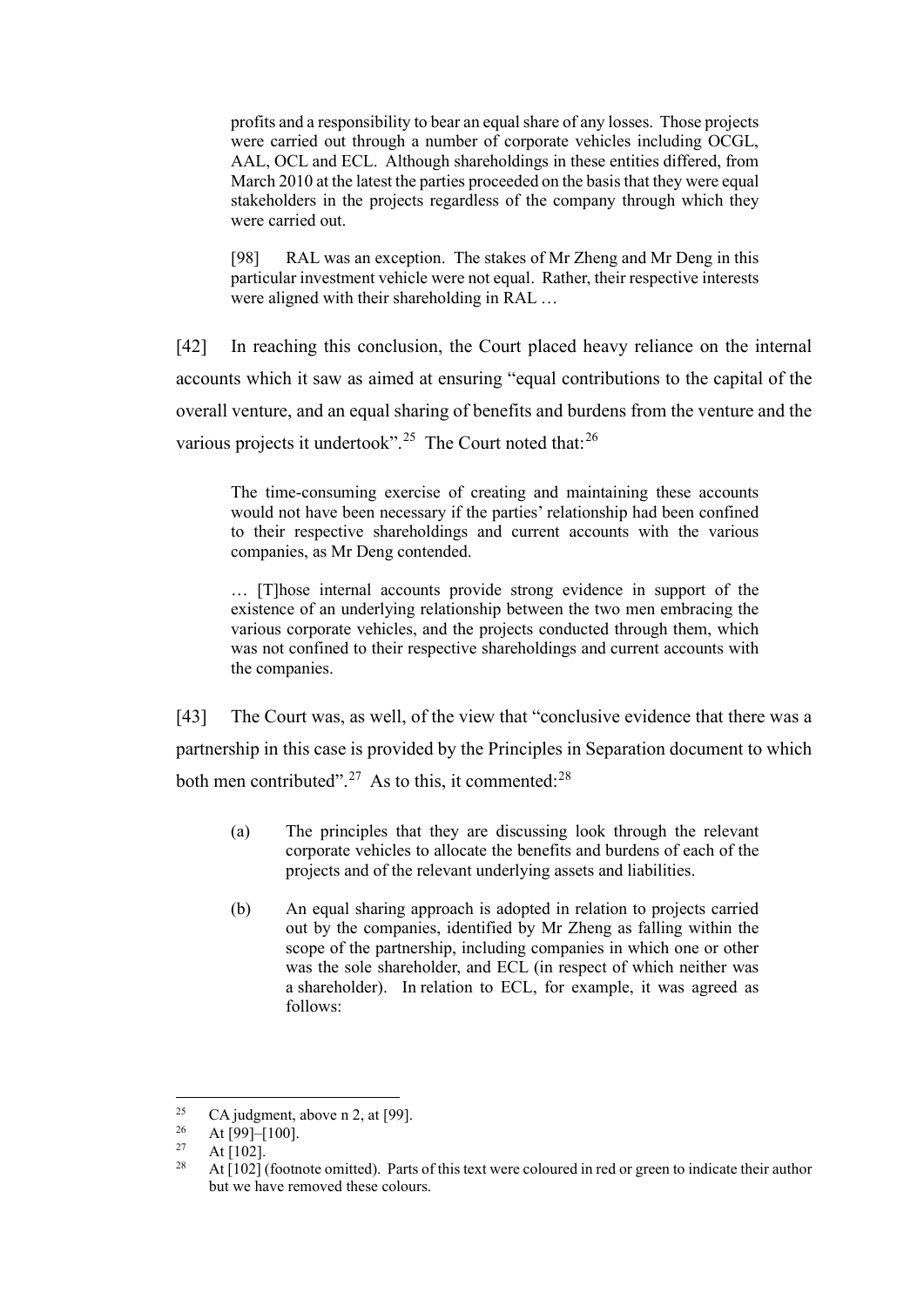> profits and a responsibility to bear an equal share of any losses. Those projects were carried out through a number of corporate vehicles including OCGL, AAL, OCL and ECL. Although shareholdings in these entities differed, from March 2010 at the latest the parties proceeded on the basis that they were equal stakeholders in the projects regardless of the company through which they were carried out.
>
> [98] RAL was an exception. The stakes of Mr Zheng and Mr Deng in this particular investment vehicle were not equal. Rather, their respective interests were aligned with their shareholding in RAL …

[42] In reaching this conclusion, the Court placed heavy reliance on the internal accounts which it saw as aimed at ensuring "equal contributions to the capital of the overall venture, and an equal sharing of benefits and burdens from the venture and the various projects it undertook".[25] The Court noted that:[26]

> The time-consuming exercise of creating and maintaining these accounts would not have been necessary if the parties' relationship had been confined to their respective shareholdings and current accounts with the various companies, as Mr Deng contended.
>
> … [T]hose internal accounts provide strong evidence in support of the existence of an underlying relationship between the two men embracing the various corporate vehicles, and the projects conducted through them, which was not confined to their respective shareholdings and current accounts with the companies.

[43] The Court was, as well, of the view that "conclusive evidence that there was a partnership in this case is provided by the Principles in Separation document to which both men contributed".[27] As to this, it commented:[28]

> (a) The principles that they are discussing look through the relevant corporate vehicles to allocate the benefits and burdens of each of the projects and of the relevant underlying assets and liabilities.
>
> (b) An equal sharing approach is adopted in relation to projects carried out by the companies, identified by Mr Zheng as falling within the scope of the partnership, including companies in which one or other was the sole shareholder, and ECL (in respect of which neither was a shareholder). In relation to ECL, for example, it was agreed as follows:

---

[25] CA judgment, above n 2, at [99].

[26] At [99]–[100].

[27] At [102].

[28] At [102] (footnote omitted). Parts of this text were coloured in red or green to indicate their author but we have removed these colours.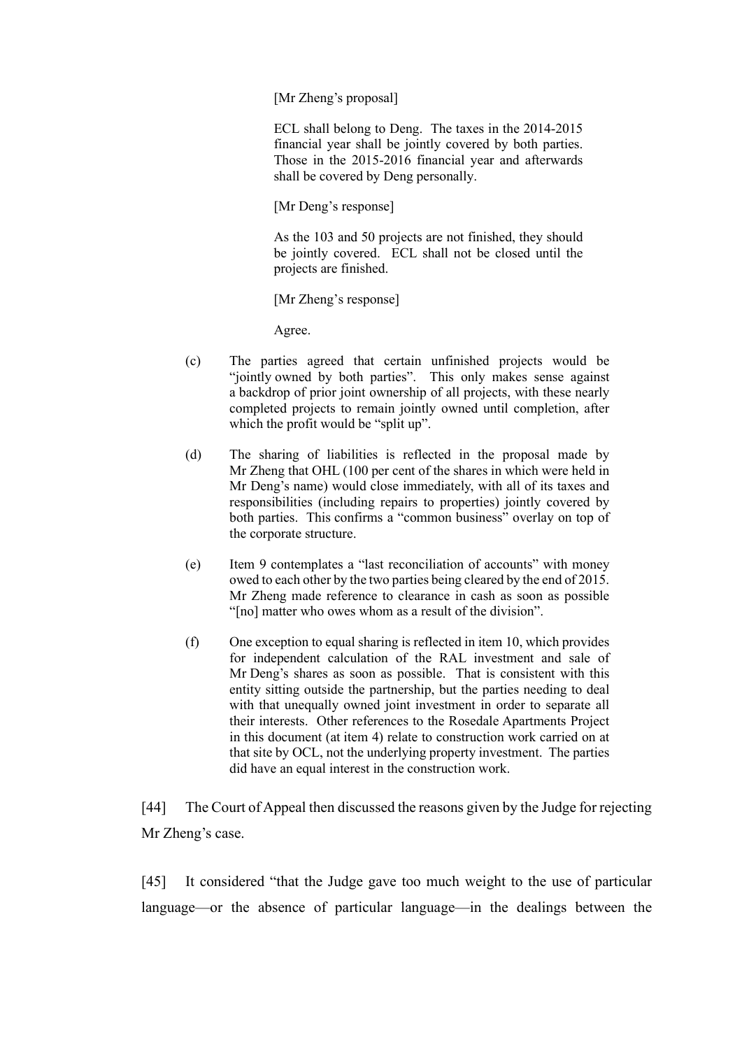> [Mr Zheng's proposal]
>
> ECL shall belong to Deng. The taxes in the 2014-2015 financial year shall be jointly covered by both parties. Those in the 2015-2016 financial year and afterwards shall be covered by Deng personally.
>
> [Mr Deng's response]
>
> As the 103 and 50 projects are not finished, they should be jointly covered. ECL shall not be closed until the projects are finished.
>
> [Mr Zheng's response]
>
> Agree.

(c) The parties agreed that certain unfinished projects would be "jointly owned by both parties". This only makes sense against a backdrop of prior joint ownership of all projects, with these nearly completed projects to remain jointly owned until completion, after which the profit would be "split up".

(d) The sharing of liabilities is reflected in the proposal made by Mr Zheng that OHL (100 per cent of the shares in which were held in Mr Deng's name) would close immediately, with all of its taxes and responsibilities (including repairs to properties) jointly covered by both parties. This confirms a "common business" overlay on top of the corporate structure.

(e) Item 9 contemplates a "last reconciliation of accounts" with money owed to each other by the two parties being cleared by the end of 2015. Mr Zheng made reference to clearance in cash as soon as possible "[no] matter who owes whom as a result of the division".

(f) One exception to equal sharing is reflected in item 10, which provides for independent calculation of the RAL investment and sale of Mr Deng's shares as soon as possible. That is consistent with this entity sitting outside the partnership, but the parties needing to deal with that unequally owned joint investment in order to separate all their interests. Other references to the Rosedale Apartments Project in this document (at item 4) relate to construction work carried on at that site by OCL, not the underlying property investment. The parties did have an equal interest in the construction work.

[44] The Court of Appeal then discussed the reasons given by the Judge for rejecting Mr Zheng's case.

[45] It considered "that the Judge gave too much weight to the use of particular language—or the absence of particular language—in the dealings between the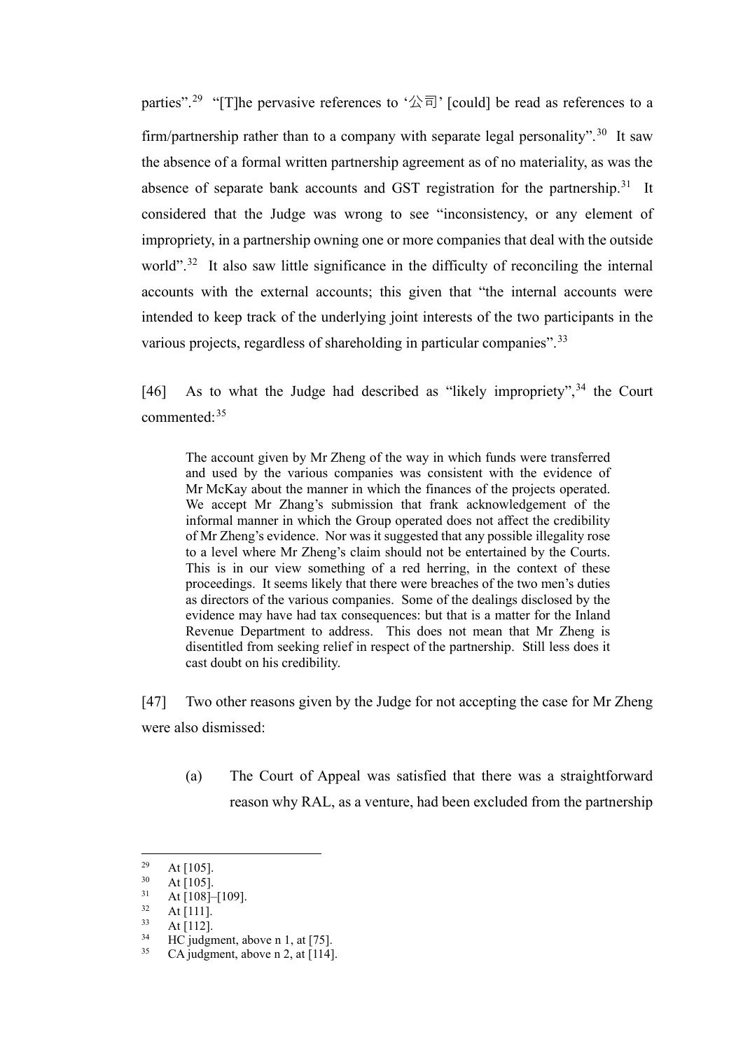parties".[29] "[T]he pervasive references to '公司' [could] be read as references to a firm/partnership rather than to a company with separate legal personality".[30] It saw the absence of a formal written partnership agreement as of no materiality, as was the absence of separate bank accounts and GST registration for the partnership.[31] It considered that the Judge was wrong to see "inconsistency, or any element of impropriety, in a partnership owning one or more companies that deal with the outside world".[32] It also saw little significance in the difficulty of reconciling the internal accounts with the external accounts; this given that "the internal accounts were intended to keep track of the underlying joint interests of the two participants in the various projects, regardless of shareholding in particular companies".[33]

[46] As to what the Judge had described as "likely impropriety",[34] the Court commented:[35]

> The account given by Mr Zheng of the way in which funds were transferred and used by the various companies was consistent with the evidence of Mr McKay about the manner in which the finances of the projects operated. We accept Mr Zhang's submission that frank acknowledgement of the informal manner in which the Group operated does not affect the credibility of Mr Zheng's evidence. Nor was it suggested that any possible illegality rose to a level where Mr Zheng's claim should not be entertained by the Courts. This is in our view something of a red herring, in the context of these proceedings. It seems likely that there were breaches of the two men's duties as directors of the various companies. Some of the dealings disclosed by the evidence may have had tax consequences: but that is a matter for the Inland Revenue Department to address. This does not mean that Mr Zheng is disentitled from seeking relief in respect of the partnership. Still less does it cast doubt on his credibility.

[47] Two other reasons given by the Judge for not accepting the case for Mr Zheng were also dismissed:

(a) The Court of Appeal was satisfied that there was a straightforward reason why RAL, as a venture, had been excluded from the partnership

---

29 At [105].
30 At [105].
31 At [108]–[109].
32 At [111].
33 At [112].
34 HC judgment, above n 1, at [75].
35 CA judgment, above n 2, at [114].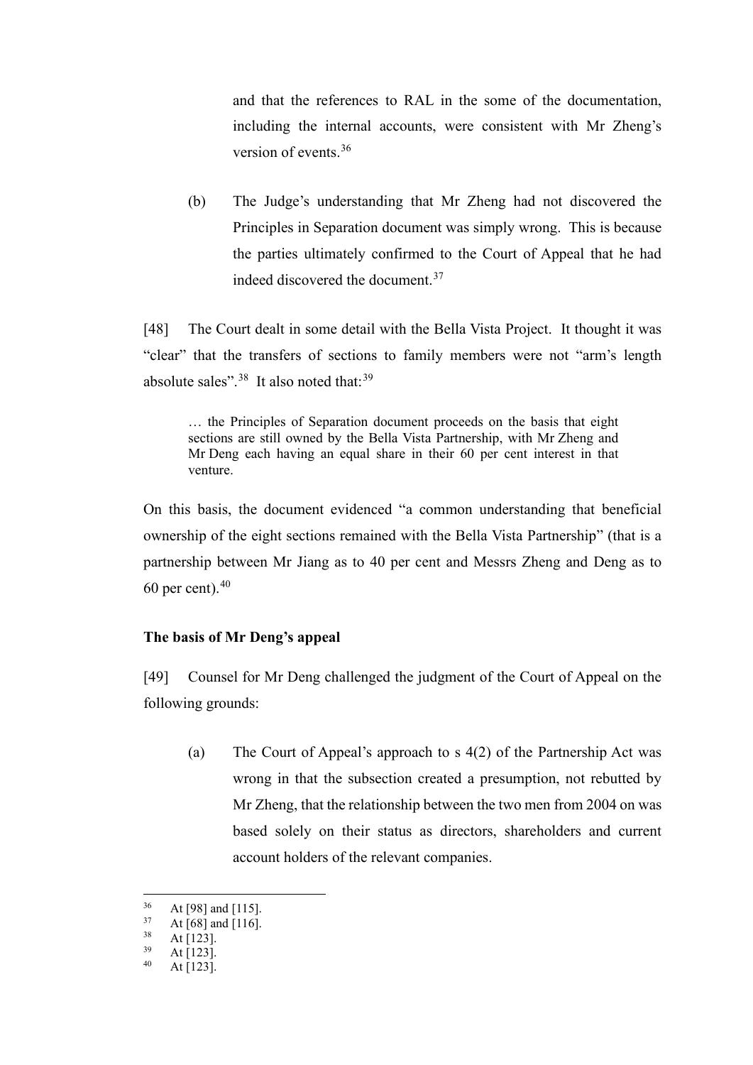and that the references to RAL in the some of the documentation, including the internal accounts, were consistent with Mr Zheng's version of events.[36]

(b) The Judge's understanding that Mr Zheng had not discovered the Principles in Separation document was simply wrong. This is because the parties ultimately confirmed to the Court of Appeal that he had indeed discovered the document.[37]

[48] The Court dealt in some detail with the Bella Vista Project. It thought it was "clear" that the transfers of sections to family members were not "arm's length absolute sales".[38] It also noted that:[39]

> … the Principles of Separation document proceeds on the basis that eight sections are still owned by the Bella Vista Partnership, with Mr Zheng and Mr Deng each having an equal share in their 60 per cent interest in that venture.

On this basis, the document evidenced "a common understanding that beneficial ownership of the eight sections remained with the Bella Vista Partnership" (that is a partnership between Mr Jiang as to 40 per cent and Messrs Zheng and Deng as to 60 per cent).[40]

**The basis of Mr Deng's appeal**

[49] Counsel for Mr Deng challenged the judgment of the Court of Appeal on the following grounds:

(a) The Court of Appeal's approach to s 4(2) of the Partnership Act was wrong in that the subsection created a presumption, not rebutted by Mr Zheng, that the relationship between the two men from 2004 on was based solely on their status as directors, shareholders and current account holders of the relevant companies.

---

[36] At [98] and [115].
[37] At [68] and [116].
[38] At [123].
[39] At [123].
[40] At [123].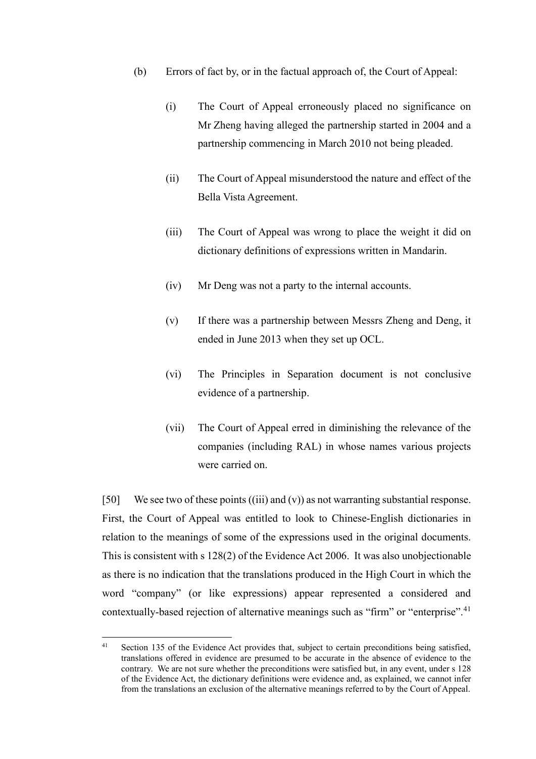(b) Errors of fact by, or in the factual approach of, the Court of Appeal:

(i) The Court of Appeal erroneously placed no significance on Mr Zheng having alleged the partnership started in 2004 and a partnership commencing in March 2010 not being pleaded.

(ii) The Court of Appeal misunderstood the nature and effect of the Bella Vista Agreement.

(iii) The Court of Appeal was wrong to place the weight it did on dictionary definitions of expressions written in Mandarin.

(iv) Mr Deng was not a party to the internal accounts.

(v) If there was a partnership between Messrs Zheng and Deng, it ended in June 2013 when they set up OCL.

(vi) The Principles in Separation document is not conclusive evidence of a partnership.

(vii) The Court of Appeal erred in diminishing the relevance of the companies (including RAL) in whose names various projects were carried on.

[50] We see two of these points ((iii) and (v)) as not warranting substantial response. First, the Court of Appeal was entitled to look to Chinese-English dictionaries in relation to the meanings of some of the expressions used in the original documents. This is consistent with s 128(2) of the Evidence Act 2006. It was also unobjectionable as there is no indication that the translations produced in the High Court in which the word "company" (or like expressions) appear represented a considered and contextually-based rejection of alternative meanings such as "firm" or "enterprise".[41]

[41] Section 135 of the Evidence Act provides that, subject to certain preconditions being satisfied, translations offered in evidence are presumed to be accurate in the absence of evidence to the contrary. We are not sure whether the preconditions were satisfied but, in any event, under s 128 of the Evidence Act, the dictionary definitions were evidence and, as explained, we cannot infer from the translations an exclusion of the alternative meanings referred to by the Court of Appeal.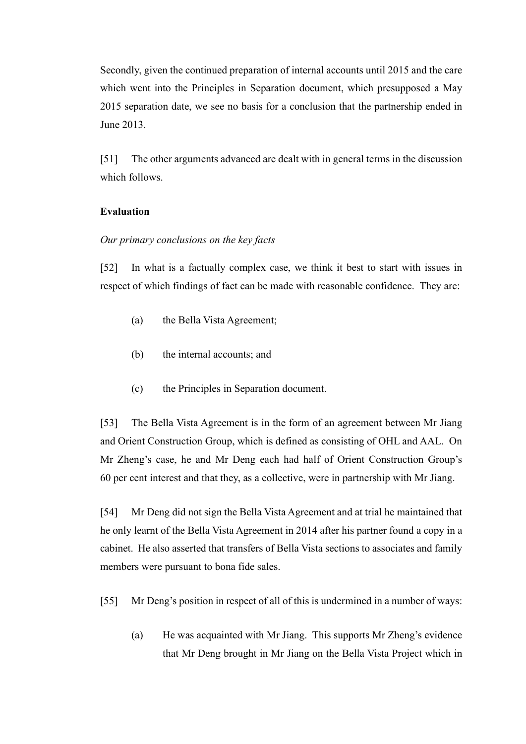Secondly, given the continued preparation of internal accounts until 2015 and the care which went into the Principles in Separation document, which presupposed a May 2015 separation date, we see no basis for a conclusion that the partnership ended in June 2013.

[51] The other arguments advanced are dealt with in general terms in the discussion which follows.

**Evaluation**

*Our primary conclusions on the key facts*

[52] In what is a factually complex case, we think it best to start with issues in respect of which findings of fact can be made with reasonable confidence. They are:

(a) the Bella Vista Agreement;

(b) the internal accounts; and

(c) the Principles in Separation document.

[53] The Bella Vista Agreement is in the form of an agreement between Mr Jiang and Orient Construction Group, which is defined as consisting of OHL and AAL. On Mr Zheng's case, he and Mr Deng each had half of Orient Construction Group's 60 per cent interest and that they, as a collective, were in partnership with Mr Jiang.

[54] Mr Deng did not sign the Bella Vista Agreement and at trial he maintained that he only learnt of the Bella Vista Agreement in 2014 after his partner found a copy in a cabinet. He also asserted that transfers of Bella Vista sections to associates and family members were pursuant to bona fide sales.

[55] Mr Deng's position in respect of all of this is undermined in a number of ways:

(a) He was acquainted with Mr Jiang. This supports Mr Zheng's evidence that Mr Deng brought in Mr Jiang on the Bella Vista Project which in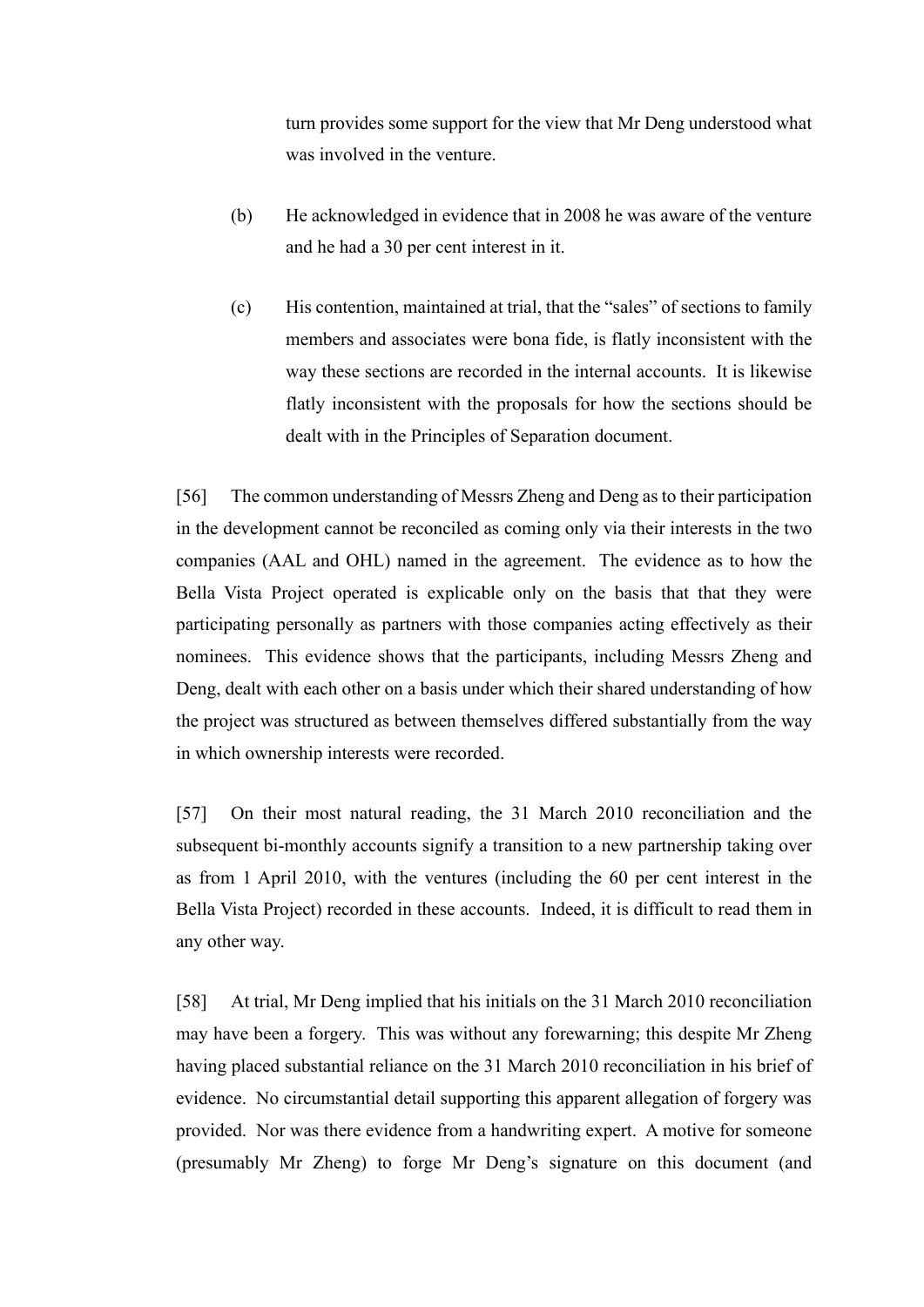turn provides some support for the view that Mr Deng understood what was involved in the venture.

(b) He acknowledged in evidence that in 2008 he was aware of the venture and he had a 30 per cent interest in it.

(c) His contention, maintained at trial, that the "sales" of sections to family members and associates were bona fide, is flatly inconsistent with the way these sections are recorded in the internal accounts. It is likewise flatly inconsistent with the proposals for how the sections should be dealt with in the Principles of Separation document.

[56] The common understanding of Messrs Zheng and Deng as to their participation in the development cannot be reconciled as coming only via their interests in the two companies (AAL and OHL) named in the agreement. The evidence as to how the Bella Vista Project operated is explicable only on the basis that that they were participating personally as partners with those companies acting effectively as their nominees. This evidence shows that the participants, including Messrs Zheng and Deng, dealt with each other on a basis under which their shared understanding of how the project was structured as between themselves differed substantially from the way in which ownership interests were recorded.

[57] On their most natural reading, the 31 March 2010 reconciliation and the subsequent bi-monthly accounts signify a transition to a new partnership taking over as from 1 April 2010, with the ventures (including the 60 per cent interest in the Bella Vista Project) recorded in these accounts. Indeed, it is difficult to read them in any other way.

[58] At trial, Mr Deng implied that his initials on the 31 March 2010 reconciliation may have been a forgery. This was without any forewarning; this despite Mr Zheng having placed substantial reliance on the 31 March 2010 reconciliation in his brief of evidence. No circumstantial detail supporting this apparent allegation of forgery was provided. Nor was there evidence from a handwriting expert. A motive for someone (presumably Mr Zheng) to forge Mr Deng's signature on this document (and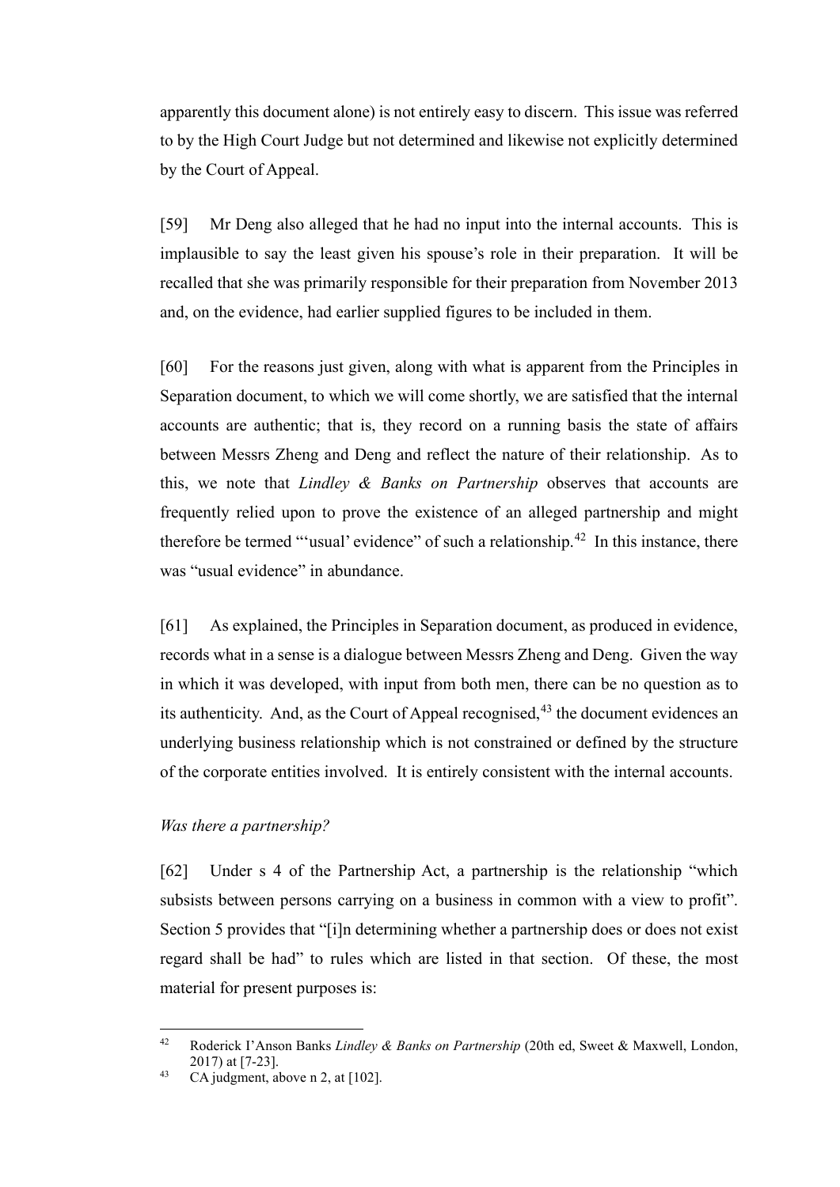apparently this document alone) is not entirely easy to discern. This issue was referred to by the High Court Judge but not determined and likewise not explicitly determined by the Court of Appeal.

[59] Mr Deng also alleged that he had no input into the internal accounts. This is implausible to say the least given his spouse's role in their preparation. It will be recalled that she was primarily responsible for their preparation from November 2013 and, on the evidence, had earlier supplied figures to be included in them.

[60] For the reasons just given, along with what is apparent from the Principles in Separation document, to which we will come shortly, we are satisfied that the internal accounts are authentic; that is, they record on a running basis the state of affairs between Messrs Zheng and Deng and reflect the nature of their relationship. As to this, we note that *Lindley & Banks on Partnership* observes that accounts are frequently relied upon to prove the existence of an alleged partnership and might therefore be termed "'usual' evidence" of such a relationship.[42] In this instance, there was "usual evidence" in abundance.

[61] As explained, the Principles in Separation document, as produced in evidence, records what in a sense is a dialogue between Messrs Zheng and Deng. Given the way in which it was developed, with input from both men, there can be no question as to its authenticity. And, as the Court of Appeal recognised,[43] the document evidences an underlying business relationship which is not constrained or defined by the structure of the corporate entities involved. It is entirely consistent with the internal accounts.

### *Was there a partnership?*

[62] Under s 4 of the Partnership Act, a partnership is the relationship "which subsists between persons carrying on a business in common with a view to profit". Section 5 provides that "[i]n determining whether a partnership does or does not exist regard shall be had" to rules which are listed in that section. Of these, the most material for present purposes is:

---

[42] Roderick I'Anson Banks *Lindley & Banks on Partnership* (20th ed, Sweet & Maxwell, London, 2017) at [7-23].

[43] CA judgment, above n 2, at [102].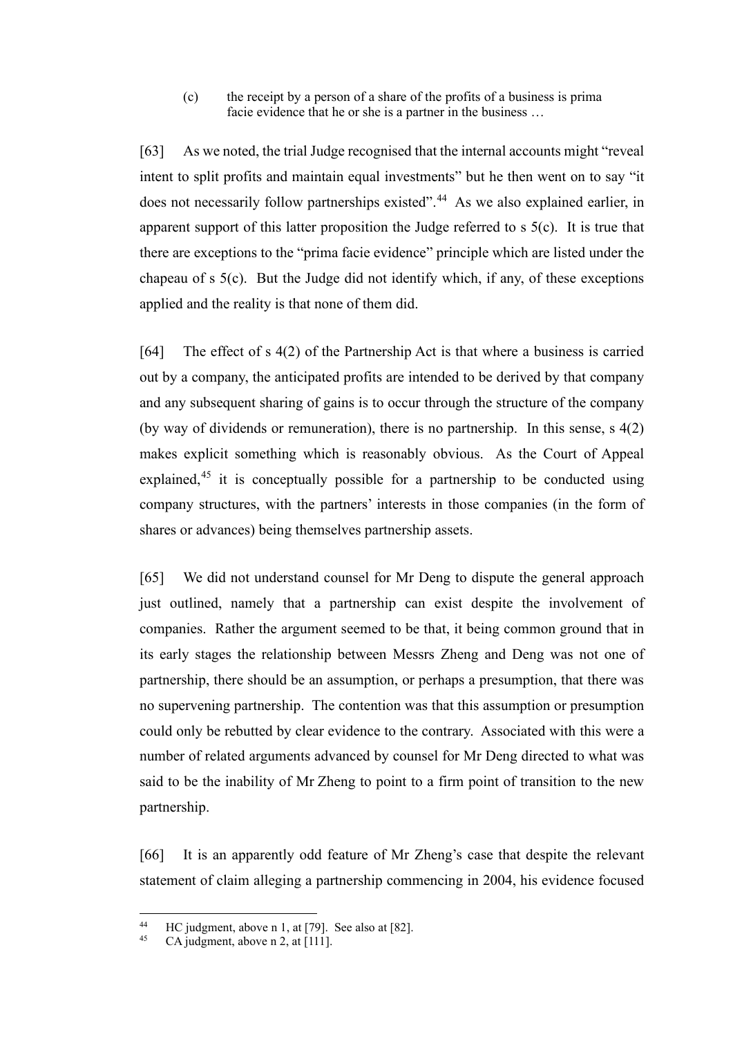> (c) the receipt by a person of a share of the profits of a business is prima facie evidence that he or she is a partner in the business …

[63] As we noted, the trial Judge recognised that the internal accounts might "reveal intent to split profits and maintain equal investments" but he then went on to say "it does not necessarily follow partnerships existed".[44] As we also explained earlier, in apparent support of this latter proposition the Judge referred to s 5(c). It is true that there are exceptions to the "prima facie evidence" principle which are listed under the chapeau of s 5(c). But the Judge did not identify which, if any, of these exceptions applied and the reality is that none of them did.

[64] The effect of s 4(2) of the Partnership Act is that where a business is carried out by a company, the anticipated profits are intended to be derived by that company and any subsequent sharing of gains is to occur through the structure of the company (by way of dividends or remuneration), there is no partnership. In this sense, s 4(2) makes explicit something which is reasonably obvious. As the Court of Appeal explained,[45] it is conceptually possible for a partnership to be conducted using company structures, with the partners' interests in those companies (in the form of shares or advances) being themselves partnership assets.

[65] We did not understand counsel for Mr Deng to dispute the general approach just outlined, namely that a partnership can exist despite the involvement of companies. Rather the argument seemed to be that, it being common ground that in its early stages the relationship between Messrs Zheng and Deng was not one of partnership, there should be an assumption, or perhaps a presumption, that there was no supervening partnership. The contention was that this assumption or presumption could only be rebutted by clear evidence to the contrary. Associated with this were a number of related arguments advanced by counsel for Mr Deng directed to what was said to be the inability of Mr Zheng to point to a firm point of transition to the new partnership.

[66] It is an apparently odd feature of Mr Zheng's case that despite the relevant statement of claim alleging a partnership commencing in 2004, his evidence focused

---

[44] HC judgment, above n 1, at [79]. See also at [82].

[45] CA judgment, above n 2, at [111].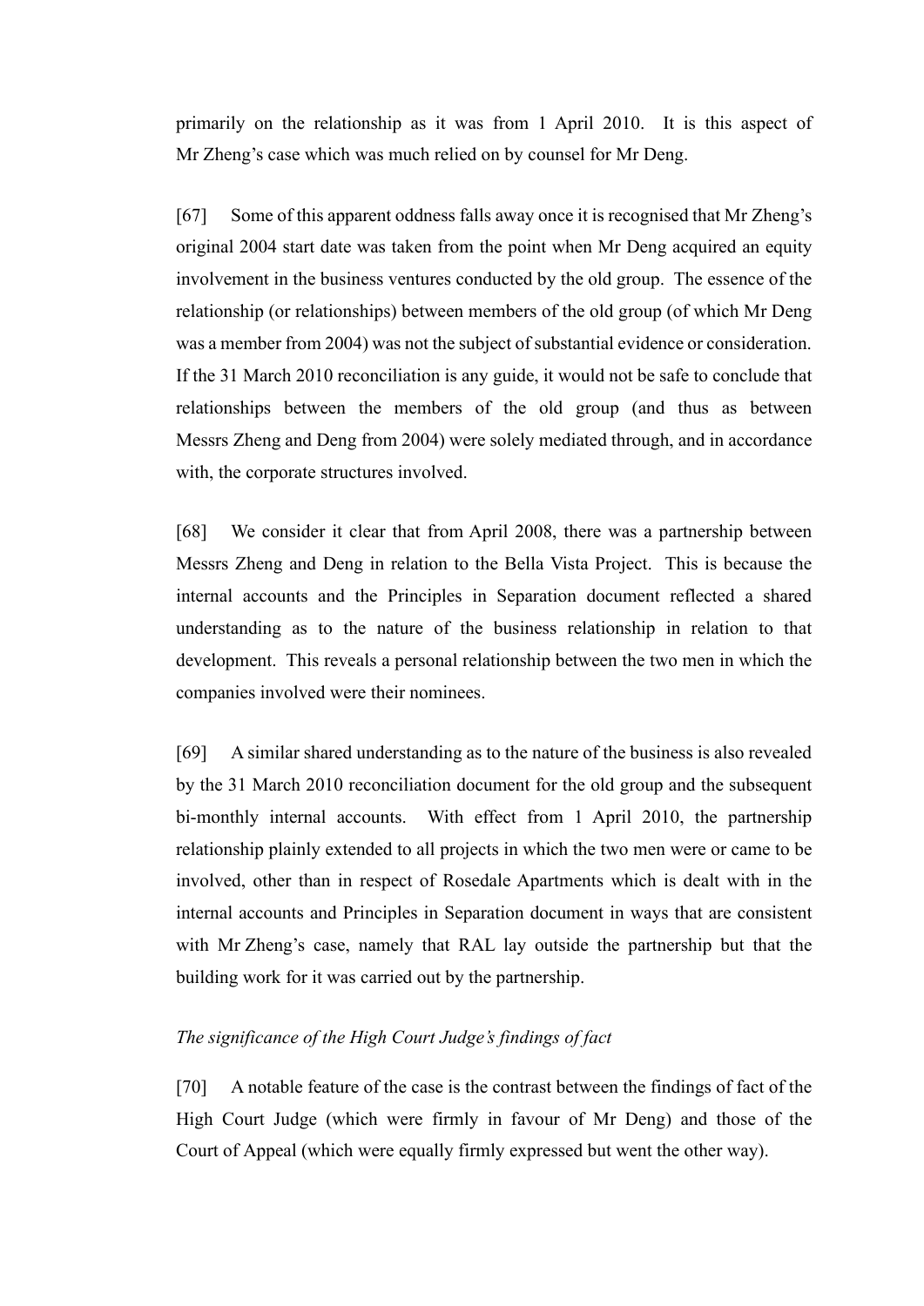primarily on the relationship as it was from 1 April 2010. It is this aspect of Mr Zheng's case which was much relied on by counsel for Mr Deng.

[67] Some of this apparent oddness falls away once it is recognised that Mr Zheng's original 2004 start date was taken from the point when Mr Deng acquired an equity involvement in the business ventures conducted by the old group. The essence of the relationship (or relationships) between members of the old group (of which Mr Deng was a member from 2004) was not the subject of substantial evidence or consideration. If the 31 March 2010 reconciliation is any guide, it would not be safe to conclude that relationships between the members of the old group (and thus as between Messrs Zheng and Deng from 2004) were solely mediated through, and in accordance with, the corporate structures involved.

[68] We consider it clear that from April 2008, there was a partnership between Messrs Zheng and Deng in relation to the Bella Vista Project. This is because the internal accounts and the Principles in Separation document reflected a shared understanding as to the nature of the business relationship in relation to that development. This reveals a personal relationship between the two men in which the companies involved were their nominees.

[69] A similar shared understanding as to the nature of the business is also revealed by the 31 March 2010 reconciliation document for the old group and the subsequent bi-monthly internal accounts. With effect from 1 April 2010, the partnership relationship plainly extended to all projects in which the two men were or came to be involved, other than in respect of Rosedale Apartments which is dealt with in the internal accounts and Principles in Separation document in ways that are consistent with Mr Zheng's case, namely that RAL lay outside the partnership but that the building work for it was carried out by the partnership.

*The significance of the High Court Judge's findings of fact*

[70] A notable feature of the case is the contrast between the findings of fact of the High Court Judge (which were firmly in favour of Mr Deng) and those of the Court of Appeal (which were equally firmly expressed but went the other way).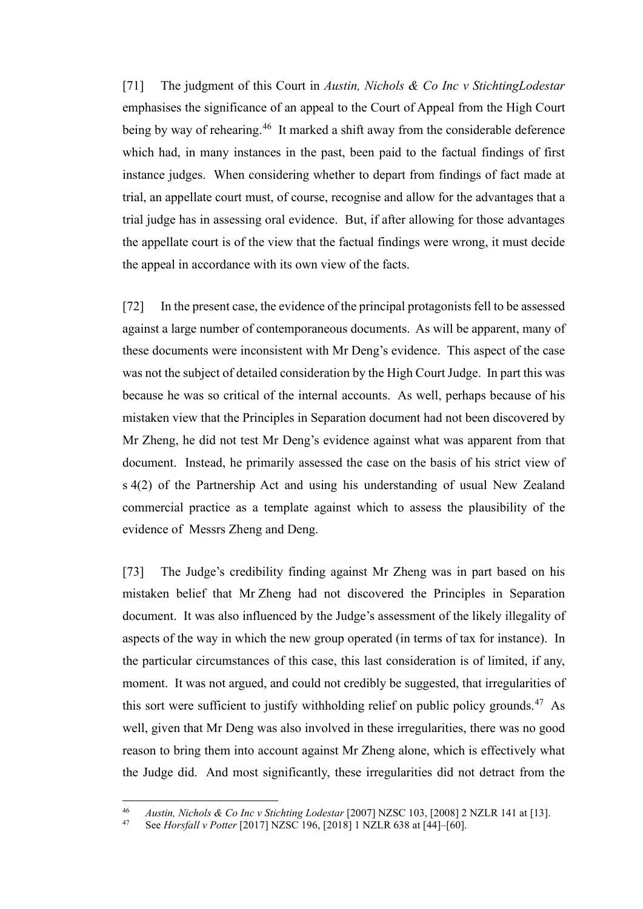[71] The judgment of this Court in *Austin, Nichols & Co Inc v StichtingLodestar* emphasises the significance of an appeal to the Court of Appeal from the High Court being by way of rehearing.[46] It marked a shift away from the considerable deference which had, in many instances in the past, been paid to the factual findings of first instance judges. When considering whether to depart from findings of fact made at trial, an appellate court must, of course, recognise and allow for the advantages that a trial judge has in assessing oral evidence. But, if after allowing for those advantages the appellate court is of the view that the factual findings were wrong, it must decide the appeal in accordance with its own view of the facts.

[72] In the present case, the evidence of the principal protagonists fell to be assessed against a large number of contemporaneous documents. As will be apparent, many of these documents were inconsistent with Mr Deng's evidence. This aspect of the case was not the subject of detailed consideration by the High Court Judge. In part this was because he was so critical of the internal accounts. As well, perhaps because of his mistaken view that the Principles in Separation document had not been discovered by Mr Zheng, he did not test Mr Deng's evidence against what was apparent from that document. Instead, he primarily assessed the case on the basis of his strict view of s 4(2) of the Partnership Act and using his understanding of usual New Zealand commercial practice as a template against which to assess the plausibility of the evidence of Messrs Zheng and Deng.

[73] The Judge's credibility finding against Mr Zheng was in part based on his mistaken belief that Mr Zheng had not discovered the Principles in Separation document. It was also influenced by the Judge's assessment of the likely illegality of aspects of the way in which the new group operated (in terms of tax for instance). In the particular circumstances of this case, this last consideration is of limited, if any, moment. It was not argued, and could not credibly be suggested, that irregularities of this sort were sufficient to justify withholding relief on public policy grounds.[47] As well, given that Mr Deng was also involved in these irregularities, there was no good reason to bring them into account against Mr Zheng alone, which is effectively what the Judge did. And most significantly, these irregularities did not detract from the

---

[46] *Austin, Nichols & Co Inc v Stichting Lodestar* [2007] NZSC 103, [2008] 2 NZLR 141 at [13].

[47] See *Horsfall v Potter* [2017] NZSC 196, [2018] 1 NZLR 638 at [44]–[60].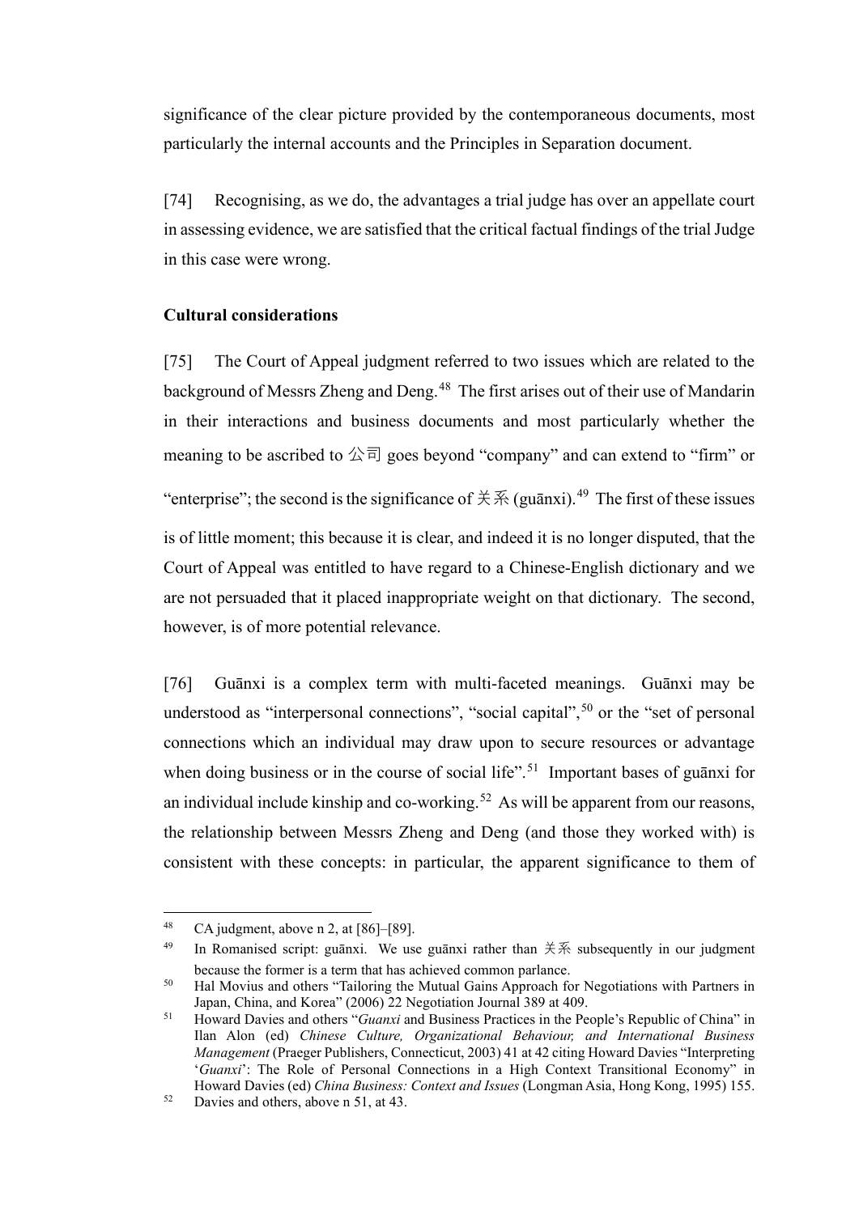significance of the clear picture provided by the contemporaneous documents, most particularly the internal accounts and the Principles in Separation document.

[74] Recognising, as we do, the advantages a trial judge has over an appellate court in assessing evidence, we are satisfied that the critical factual findings of the trial Judge in this case were wrong.

**Cultural considerations**

[75] The Court of Appeal judgment referred to two issues which are related to the background of Messrs Zheng and Deng.[48] The first arises out of their use of Mandarin in their interactions and business documents and most particularly whether the meaning to be ascribed to 公司 goes beyond "company" and can extend to "firm" or "enterprise"; the second is the significance of 关系 (guānxi).[49] The first of these issues is of little moment; this because it is clear, and indeed it is no longer disputed, that the Court of Appeal was entitled to have regard to a Chinese-English dictionary and we are not persuaded that it placed inappropriate weight on that dictionary. The second, however, is of more potential relevance.

[76] Guānxi is a complex term with multi-faceted meanings. Guānxi may be understood as "interpersonal connections", "social capital",[50] or the "set of personal connections which an individual may draw upon to secure resources or advantage when doing business or in the course of social life".[51] Important bases of guānxi for an individual include kinship and co-working.[52] As will be apparent from our reasons, the relationship between Messrs Zheng and Deng (and those they worked with) is consistent with these concepts: in particular, the apparent significance to them of

---

[48] CA judgment, above n 2, at [86]–[89].

[49] In Romanised script: guānxi. We use guānxi rather than 关系 subsequently in our judgment because the former is a term that has achieved common parlance.

[50] Hal Movius and others "Tailoring the Mutual Gains Approach for Negotiations with Partners in Japan, China, and Korea" (2006) 22 Negotiation Journal 389 at 409.

[51] Howard Davies and others "*Guanxi* and Business Practices in the People's Republic of China" in Ilan Alon (ed) *Chinese Culture, Organizational Behaviour, and International Business Management* (Praeger Publishers, Connecticut, 2003) 41 at 42 citing Howard Davies "Interpreting '*Guanxi*': The Role of Personal Connections in a High Context Transitional Economy" in Howard Davies (ed) *China Business: Context and Issues* (Longman Asia, Hong Kong, 1995) 155.

[52] Davies and others, above n 51, at 43.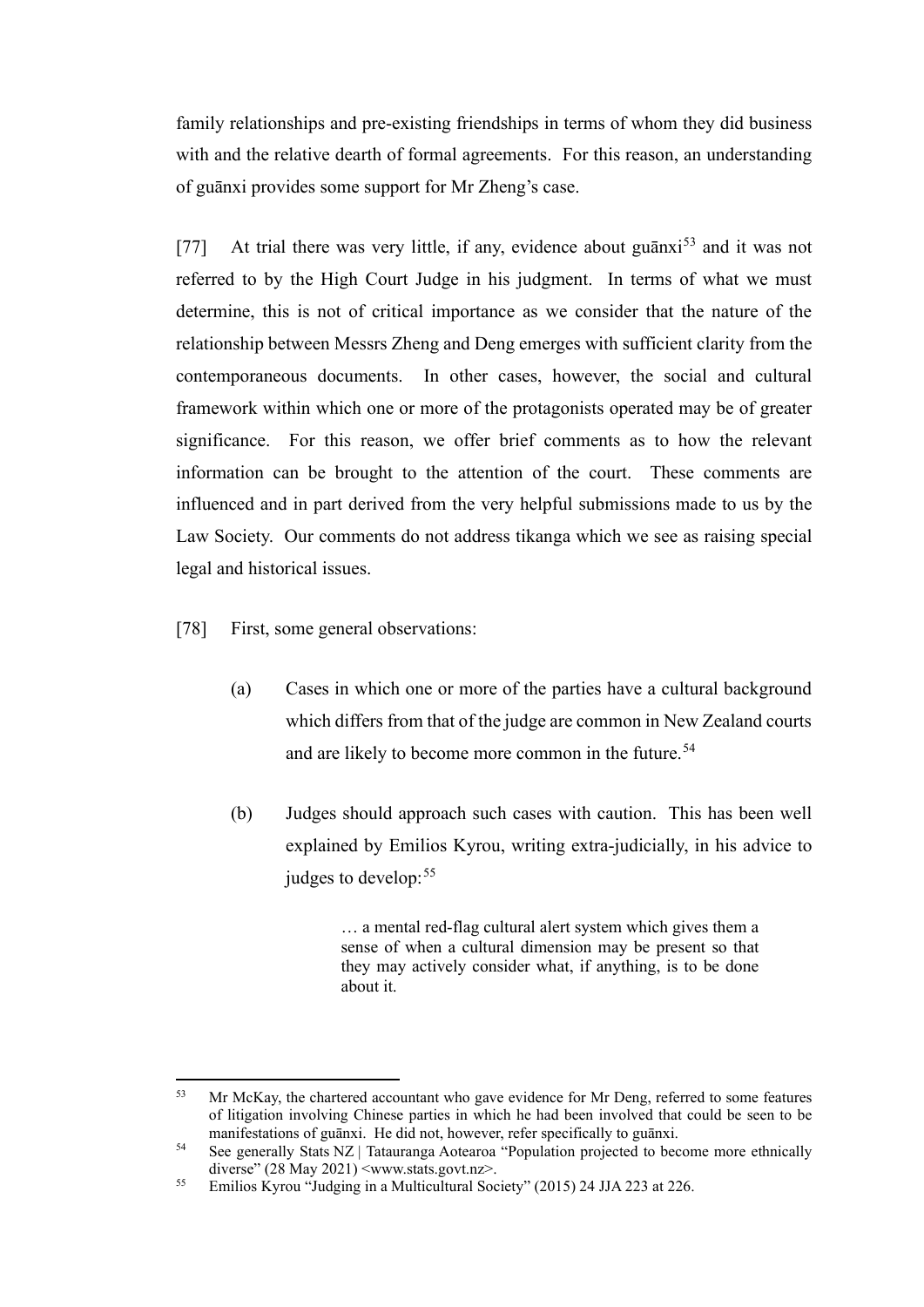family relationships and pre-existing friendships in terms of whom they did business with and the relative dearth of formal agreements. For this reason, an understanding of guānxi provides some support for Mr Zheng's case.

[77] At trial there was very little, if any, evidence about guānxi[53] and it was not referred to by the High Court Judge in his judgment. In terms of what we must determine, this is not of critical importance as we consider that the nature of the relationship between Messrs Zheng and Deng emerges with sufficient clarity from the contemporaneous documents. In other cases, however, the social and cultural framework within which one or more of the protagonists operated may be of greater significance. For this reason, we offer brief comments as to how the relevant information can be brought to the attention of the court. These comments are influenced and in part derived from the very helpful submissions made to us by the Law Society. Our comments do not address tikanga which we see as raising special legal and historical issues.

[78] First, some general observations:

(a) Cases in which one or more of the parties have a cultural background which differs from that of the judge are common in New Zealand courts and are likely to become more common in the future.[54]

(b) Judges should approach such cases with caution. This has been well explained by Emilios Kyrou, writing extra-judicially, in his advice to judges to develop:[55]

> … a mental red-flag cultural alert system which gives them a sense of when a cultural dimension may be present so that they may actively consider what, if anything, is to be done about it.

---

[53] Mr McKay, the chartered accountant who gave evidence for Mr Deng, referred to some features of litigation involving Chinese parties in which he had been involved that could be seen to be manifestations of guānxi. He did not, however, refer specifically to guānxi.

[54] See generally Stats NZ | Tatauranga Aotearoa "Population projected to become more ethnically diverse" (28 May 2021) <www.stats.govt.nz>.

[55] Emilios Kyrou "Judging in a Multicultural Society" (2015) 24 JJA 223 at 226.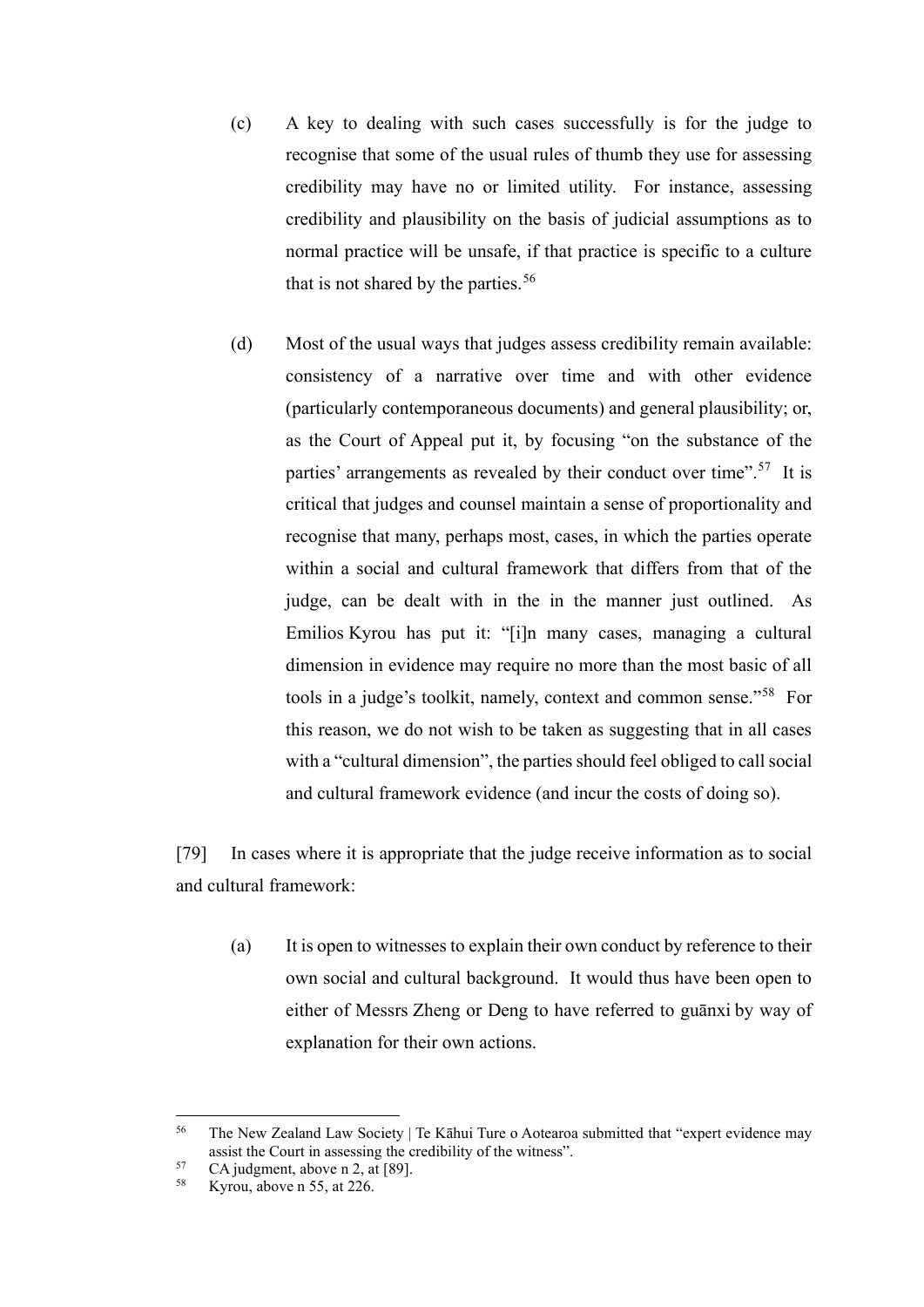(c) A key to dealing with such cases successfully is for the judge to recognise that some of the usual rules of thumb they use for assessing credibility may have no or limited utility. For instance, assessing credibility and plausibility on the basis of judicial assumptions as to normal practice will be unsafe, if that practice is specific to a culture that is not shared by the parties.[56]

(d) Most of the usual ways that judges assess credibility remain available: consistency of a narrative over time and with other evidence (particularly contemporaneous documents) and general plausibility; or, as the Court of Appeal put it, by focusing "on the substance of the parties' arrangements as revealed by their conduct over time".[57] It is critical that judges and counsel maintain a sense of proportionality and recognise that many, perhaps most, cases, in which the parties operate within a social and cultural framework that differs from that of the judge, can be dealt with in the in the manner just outlined. As Emilios Kyrou has put it: "[i]n many cases, managing a cultural dimension in evidence may require no more than the most basic of all tools in a judge's toolkit, namely, context and common sense."[58] For this reason, we do not wish to be taken as suggesting that in all cases with a "cultural dimension", the parties should feel obliged to call social and cultural framework evidence (and incur the costs of doing so).

[79] In cases where it is appropriate that the judge receive information as to social and cultural framework:

(a) It is open to witnesses to explain their own conduct by reference to their own social and cultural background. It would thus have been open to either of Messrs Zheng or Deng to have referred to guānxi by way of explanation for their own actions.

---

[56] The New Zealand Law Society | Te Kāhui Ture o Aotearoa submitted that "expert evidence may assist the Court in assessing the credibility of the witness".

[57] CA judgment, above n 2, at [89].

[58] Kyrou, above n 55, at 226.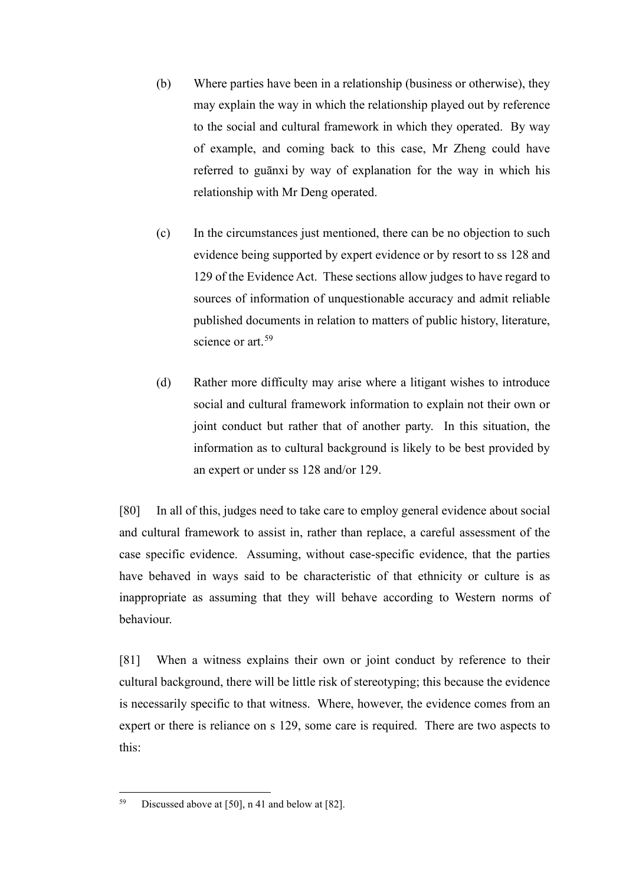(b) Where parties have been in a relationship (business or otherwise), they may explain the way in which the relationship played out by reference to the social and cultural framework in which they operated. By way of example, and coming back to this case, Mr Zheng could have referred to guānxi by way of explanation for the way in which his relationship with Mr Deng operated.

(c) In the circumstances just mentioned, there can be no objection to such evidence being supported by expert evidence or by resort to ss 128 and 129 of the Evidence Act. These sections allow judges to have regard to sources of information of unquestionable accuracy and admit reliable published documents in relation to matters of public history, literature, science or art.[59]

(d) Rather more difficulty may arise where a litigant wishes to introduce social and cultural framework information to explain not their own or joint conduct but rather that of another party. In this situation, the information as to cultural background is likely to be best provided by an expert or under ss 128 and/or 129.

[80] In all of this, judges need to take care to employ general evidence about social and cultural framework to assist in, rather than replace, a careful assessment of the case specific evidence. Assuming, without case-specific evidence, that the parties have behaved in ways said to be characteristic of that ethnicity or culture is as inappropriate as assuming that they will behave according to Western norms of behaviour.

[81] When a witness explains their own or joint conduct by reference to their cultural background, there will be little risk of stereotyping; this because the evidence is necessarily specific to that witness. Where, however, the evidence comes from an expert or there is reliance on s 129, some care is required. There are two aspects to this:

---

[59] Discussed above at [50], n 41 and below at [82].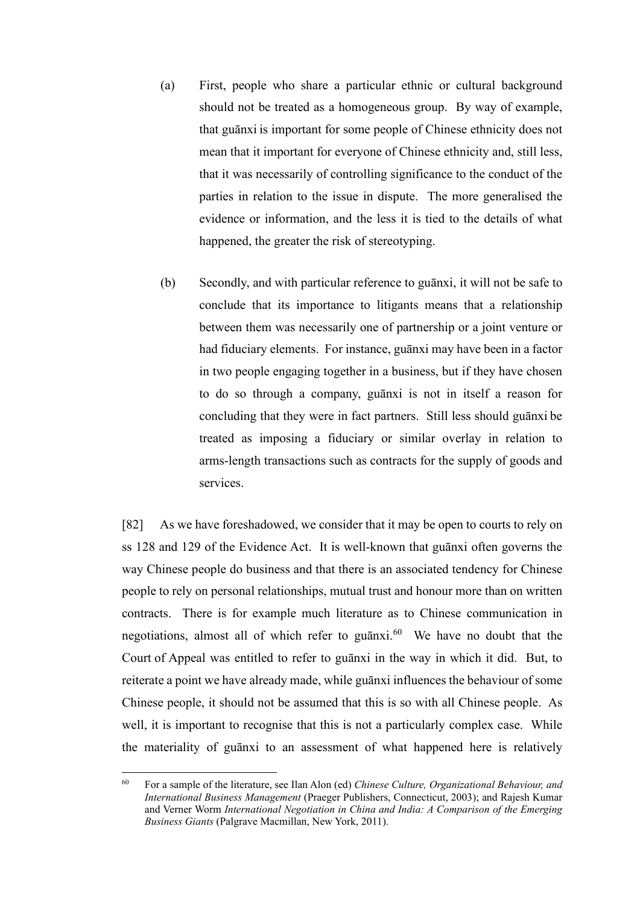(a) First, people who share a particular ethnic or cultural background should not be treated as a homogeneous group. By way of example, that guānxi is important for some people of Chinese ethnicity does not mean that it important for everyone of Chinese ethnicity and, still less, that it was necessarily of controlling significance to the conduct of the parties in relation to the issue in dispute. The more generalised the evidence or information, and the less it is tied to the details of what happened, the greater the risk of stereotyping.

(b) Secondly, and with particular reference to guānxi, it will not be safe to conclude that its importance to litigants means that a relationship between them was necessarily one of partnership or a joint venture or had fiduciary elements. For instance, guānxi may have been in a factor in two people engaging together in a business, but if they have chosen to do so through a company, guānxi is not in itself a reason for concluding that they were in fact partners. Still less should guānxi be treated as imposing a fiduciary or similar overlay in relation to arms-length transactions such as contracts for the supply of goods and services.

[82] As we have foreshadowed, we consider that it may be open to courts to rely on ss 128 and 129 of the Evidence Act. It is well-known that guānxi often governs the way Chinese people do business and that there is an associated tendency for Chinese people to rely on personal relationships, mutual trust and honour more than on written contracts. There is for example much literature as to Chinese communication in negotiations, almost all of which refer to guānxi.[60] We have no doubt that the Court of Appeal was entitled to refer to guānxi in the way in which it did. But, to reiterate a point we have already made, while guānxi influences the behaviour of some Chinese people, it should not be assumed that this is so with all Chinese people. As well, it is important to recognise that this is not a particularly complex case. While the materiality of guānxi to an assessment of what happened here is relatively

---

[60] For a sample of the literature, see Ilan Alon (ed) *Chinese Culture, Organizational Behaviour, and International Business Management* (Praeger Publishers, Connecticut, 2003); and Rajesh Kumar and Verner Worm *International Negotiation in China and India: A Comparison of the Emerging Business Giants* (Palgrave Macmillan, New York, 2011).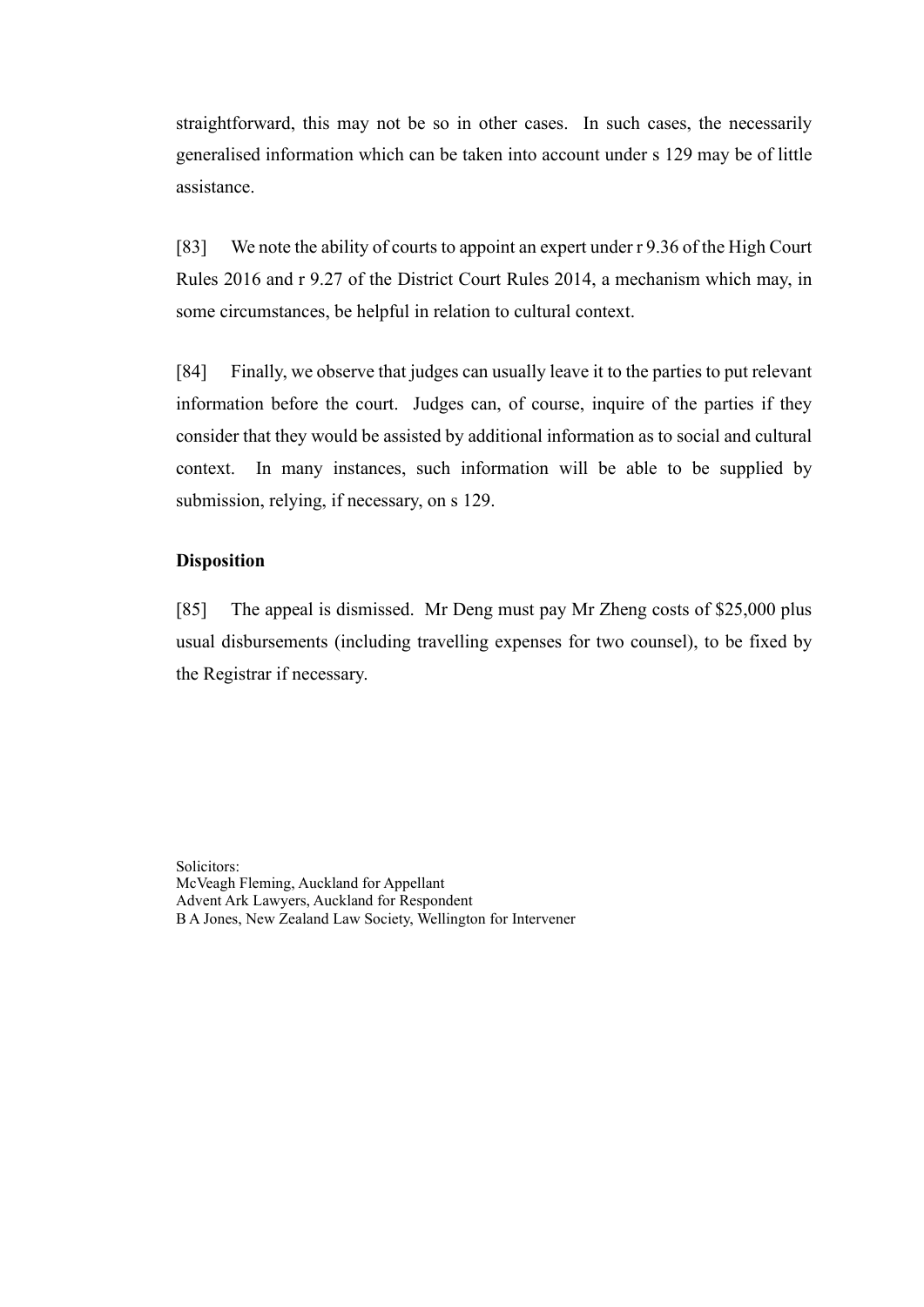straightforward, this may not be so in other cases. In such cases, the necessarily generalised information which can be taken into account under s 129 may be of little assistance.

[83] We note the ability of courts to appoint an expert under r 9.36 of the High Court Rules 2016 and r 9.27 of the District Court Rules 2014, a mechanism which may, in some circumstances, be helpful in relation to cultural context.

[84] Finally, we observe that judges can usually leave it to the parties to put relevant information before the court. Judges can, of course, inquire of the parties if they consider that they would be assisted by additional information as to social and cultural context. In many instances, such information will be able to be supplied by submission, relying, if necessary, on s 129.

**Disposition**

[85] The appeal is dismissed. Mr Deng must pay Mr Zheng costs of $25,000 plus usual disbursements (including travelling expenses for two counsel), to be fixed by the Registrar if necessary.

Solicitors:
McVeagh Fleming, Auckland for Appellant
Advent Ark Lawyers, Auckland for Respondent
B A Jones, New Zealand Law Society, Wellington for Intervener